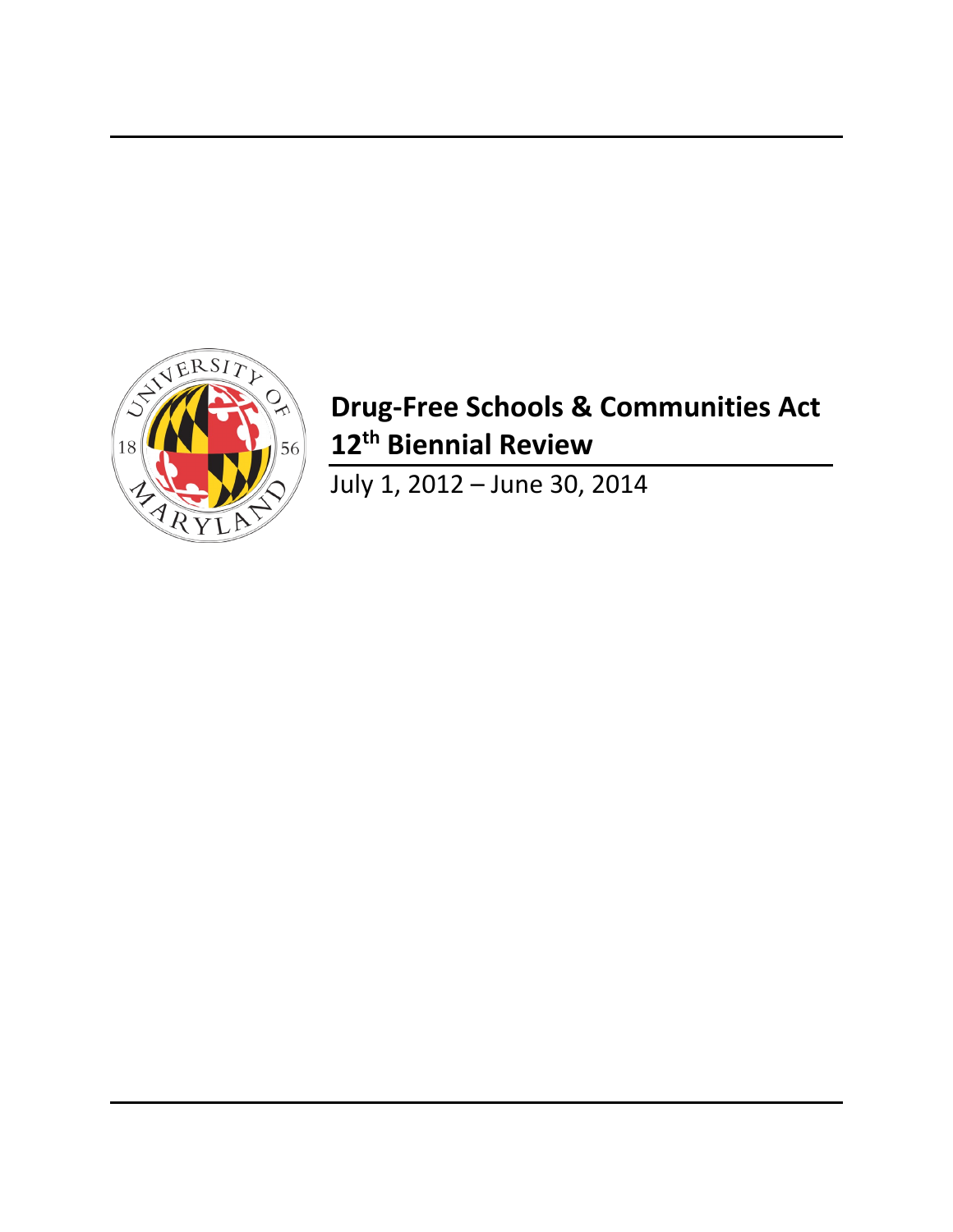# Drug-Free Schools & Communities Act 12th Biennial Review

July 1, 2012 – June 30, 2014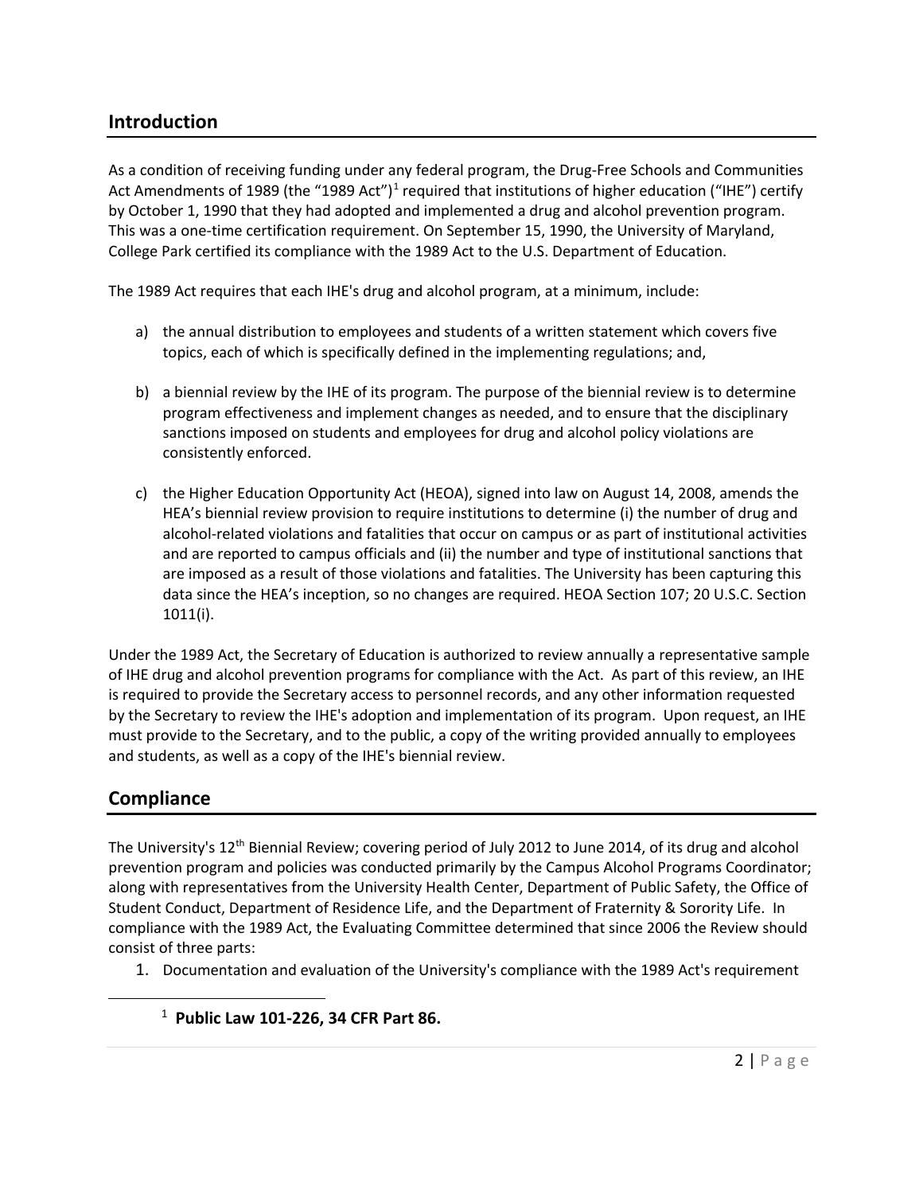## Introduction

As a condition of receiving funding under any federal program, the Drug-Free Schools and Communities Act Amendments of 1989 (the "1989 Act")[1] required that institutions of higher education ("IHE") certify by October 1, 1990 that they had adopted and implemented a drug and alcohol prevention program. This was a one-time certification requirement. On September 15, 1990, the University of Maryland, College Park certified its compliance with the 1989 Act to the U.S. Department of Education.

The 1989 Act requires that each IHE's drug and alcohol program, at a minimum, include:

a) the annual distribution to employees and students of a written statement which covers five topics, each of which is specifically defined in the implementing regulations; and,

b) a biennial review by the IHE of its program. The purpose of the biennial review is to determine program effectiveness and implement changes as needed, and to ensure that the disciplinary sanctions imposed on students and employees for drug and alcohol policy violations are consistently enforced.

c) the Higher Education Opportunity Act (HEOA), signed into law on August 14, 2008, amends the HEA's biennial review provision to require institutions to determine (i) the number of drug and alcohol-related violations and fatalities that occur on campus or as part of institutional activities and are reported to campus officials and (ii) the number and type of institutional sanctions that are imposed as a result of those violations and fatalities. The University has been capturing this data since the HEA's inception, so no changes are required. HEOA Section 107; 20 U.S.C. Section 1011(i).

Under the 1989 Act, the Secretary of Education is authorized to review annually a representative sample of IHE drug and alcohol prevention programs for compliance with the Act. As part of this review, an IHE is required to provide the Secretary access to personnel records, and any other information requested by the Secretary to review the IHE's adoption and implementation of its program. Upon request, an IHE must provide to the Secretary, and to the public, a copy of the writing provided annually to employees and students, as well as a copy of the IHE's biennial review.

## Compliance

The University's 12th Biennial Review; covering period of July 2012 to June 2014, of its drug and alcohol prevention program and policies was conducted primarily by the Campus Alcohol Programs Coordinator; along with representatives from the University Health Center, Department of Public Safety, the Office of Student Conduct, Department of Residence Life, and the Department of Fraternity & Sorority Life. In compliance with the 1989 Act, the Evaluating Committee determined that since 2006 the Review should consist of three parts:

1. Documentation and evaluation of the University's compliance with the 1989 Act's requirement

[1] **Public Law 101-226, 34 CFR Part 86.**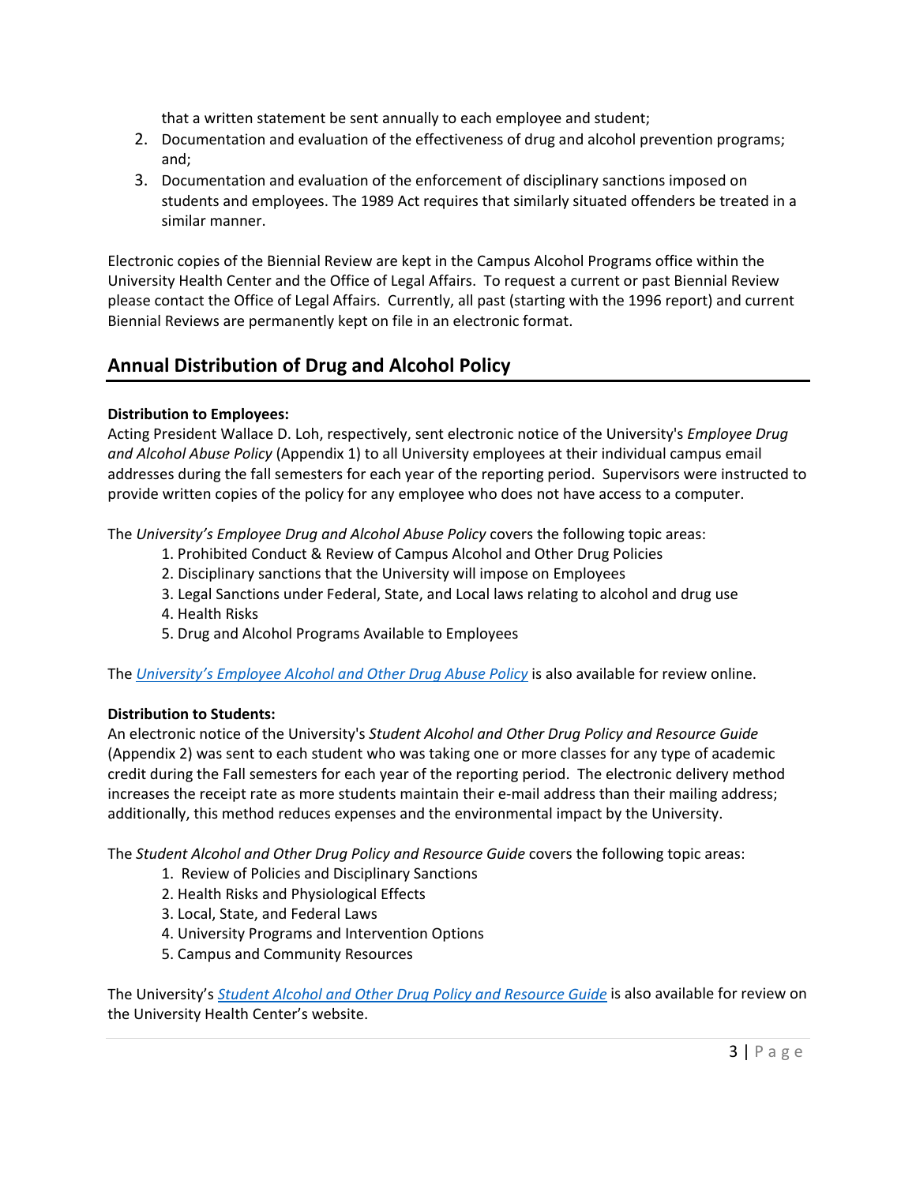that a written statement be sent annually to each employee and student;

2. Documentation and evaluation of the effectiveness of drug and alcohol prevention programs; and;
3. Documentation and evaluation of the enforcement of disciplinary sanctions imposed on students and employees. The 1989 Act requires that similarly situated offenders be treated in a similar manner.

Electronic copies of the Biennial Review are kept in the Campus Alcohol Programs office within the University Health Center and the Office of Legal Affairs. To request a current or past Biennial Review please contact the Office of Legal Affairs. Currently, all past (starting with the 1996 report) and current Biennial Reviews are permanently kept on file in an electronic format.

## Annual Distribution of Drug and Alcohol Policy

**Distribution to Employees:**
Acting President Wallace D. Loh, respectively, sent electronic notice of the University's *Employee Drug and Alcohol Abuse Policy* (Appendix 1) to all University employees at their individual campus email addresses during the fall semesters for each year of the reporting period. Supervisors were instructed to provide written copies of the policy for any employee who does not have access to a computer.

The *University's Employee Drug and Alcohol Abuse Policy* covers the following topic areas:

1. Prohibited Conduct & Review of Campus Alcohol and Other Drug Policies
2. Disciplinary sanctions that the University will impose on Employees
3. Legal Sanctions under Federal, State, and Local laws relating to alcohol and drug use
4. Health Risks
5. Drug and Alcohol Programs Available to Employees

The *University's Employee Alcohol and Other Drug Abuse Policy* is also available for review online.

**Distribution to Students:**
An electronic notice of the University's *Student Alcohol and Other Drug Policy and Resource Guide* (Appendix 2) was sent to each student who was taking one or more classes for any type of academic credit during the Fall semesters for each year of the reporting period. The electronic delivery method increases the receipt rate as more students maintain their e-mail address than their mailing address; additionally, this method reduces expenses and the environmental impact by the University.

The *Student Alcohol and Other Drug Policy and Resource Guide* covers the following topic areas:

1. Review of Policies and Disciplinary Sanctions
2. Health Risks and Physiological Effects
3. Local, State, and Federal Laws
4. University Programs and Intervention Options
5. Campus and Community Resources

The University's *Student Alcohol and Other Drug Policy and Resource Guide* is also available for review on the University Health Center's website.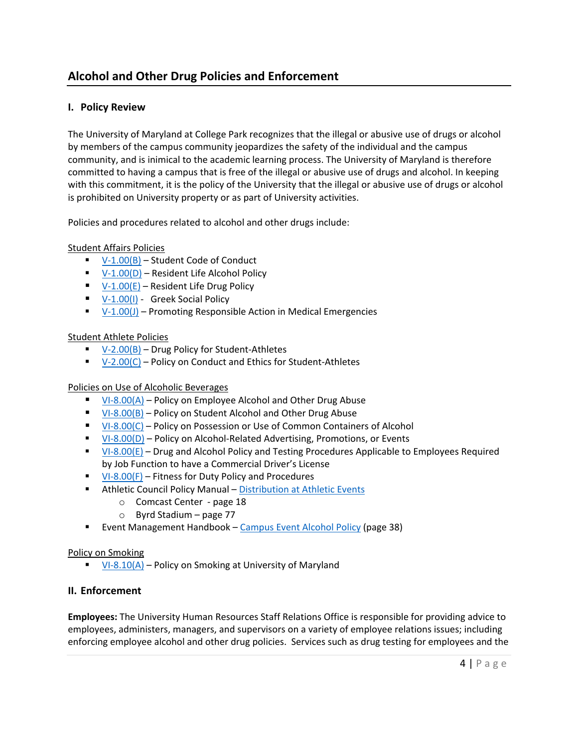# Alcohol and Other Drug Policies and Enforcement

## I. Policy Review

The University of Maryland at College Park recognizes that the illegal or abusive use of drugs or alcohol by members of the campus community jeopardizes the safety of the individual and the campus community, and is inimical to the academic learning process. The University of Maryland is therefore committed to having a campus that is free of the illegal or abusive use of drugs and alcohol. In keeping with this commitment, it is the policy of the University that the illegal or abusive use of drugs or alcohol is prohibited on University property or as part of University activities.

Policies and procedures related to alcohol and other drugs include:

Student Affairs Policies

- V-1.00(B) – Student Code of Conduct
- V-1.00(D) – Resident Life Alcohol Policy
- V-1.00(E) – Resident Life Drug Policy
- V-1.00(I) - Greek Social Policy
- V-1.00(J) – Promoting Responsible Action in Medical Emergencies

Student Athlete Policies

- V-2.00(B) – Drug Policy for Student-Athletes
- V-2.00(C) – Policy on Conduct and Ethics for Student-Athletes

Policies on Use of Alcoholic Beverages

- VI-8.00(A) – Policy on Employee Alcohol and Other Drug Abuse
- VI-8.00(B) – Policy on Student Alcohol and Other Drug Abuse
- VI-8.00(C) – Policy on Possession or Use of Common Containers of Alcohol
- VI-8.00(D) – Policy on Alcohol-Related Advertising, Promotions, or Events
- VI-8.00(E) – Drug and Alcohol Policy and Testing Procedures Applicable to Employees Required by Job Function to have a Commercial Driver's License
- VI-8.00(F) – Fitness for Duty Policy and Procedures
- Athletic Council Policy Manual – Distribution at Athletic Events
  - Comcast Center - page 18
  - Byrd Stadium – page 77
- Event Management Handbook – Campus Event Alcohol Policy (page 38)

Policy on Smoking

- VI-8.10(A) – Policy on Smoking at University of Maryland

## II. Enforcement

**Employees:** The University Human Resources Staff Relations Office is responsible for providing advice to employees, administers, managers, and supervisors on a variety of employee relations issues; including enforcing employee alcohol and other drug policies. Services such as drug testing for employees and the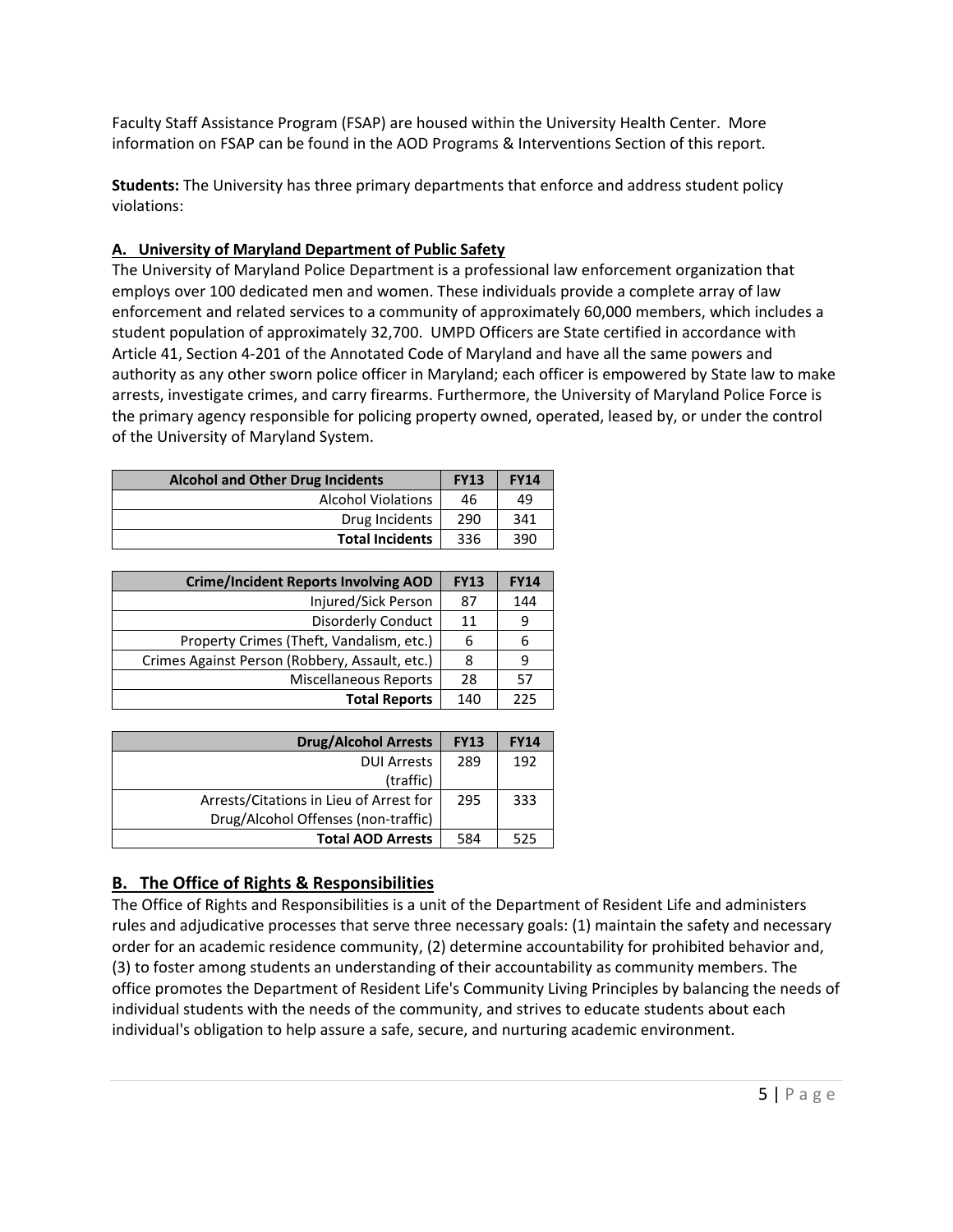Faculty Staff Assistance Program (FSAP) are housed within the University Health Center. More information on FSAP can be found in the AOD Programs & Interventions Section of this report.

**Students:** The University has three primary departments that enforce and address student policy violations:

### A. University of Maryland Department of Public Safety

The University of Maryland Police Department is a professional law enforcement organization that employs over 100 dedicated men and women. These individuals provide a complete array of law enforcement and related services to a community of approximately 60,000 members, which includes a student population of approximately 32,700. UMPD Officers are State certified in accordance with Article 41, Section 4-201 of the Annotated Code of Maryland and have all the same powers and authority as any other sworn police officer in Maryland; each officer is empowered by State law to make arrests, investigate crimes, and carry firearms. Furthermore, the University of Maryland Police Force is the primary agency responsible for policing property owned, operated, leased by, or under the control of the University of Maryland System.

| Alcohol and Other Drug Incidents | FY13 | FY14 |
|---:|:---:|:---:|
| Alcohol Violations | 46 | 49 |
| Drug Incidents | 290 | 341 |
| **Total Incidents** | 336 | 390 |

| Crime/Incident Reports Involving AOD | FY13 | FY14 |
|---:|:---:|:---:|
| Injured/Sick Person | 87 | 144 |
| Disorderly Conduct | 11 | 9 |
| Property Crimes (Theft, Vandalism, etc.) | 6 | 6 |
| Crimes Against Person (Robbery, Assault, etc.) | 8 | 9 |
| Miscellaneous Reports | 28 | 57 |
| **Total Reports** | 140 | 225 |

| Drug/Alcohol Arrests | FY13 | FY14 |
|---:|:---:|:---:|
| DUI Arrests (traffic) | 289 | 192 |
| Arrests/Citations in Lieu of Arrest for Drug/Alcohol Offenses (non-traffic) | 295 | 333 |
| **Total AOD Arrests** | 584 | 525 |

## B. The Office of Rights & Responsibilities

The Office of Rights and Responsibilities is a unit of the Department of Resident Life and administers rules and adjudicative processes that serve three necessary goals: (1) maintain the safety and necessary order for an academic residence community, (2) determine accountability for prohibited behavior and, (3) to foster among students an understanding of their accountability as community members. The office promotes the Department of Resident Life's Community Living Principles by balancing the needs of individual students with the needs of the community, and strives to educate students about each individual's obligation to help assure a safe, secure, and nurturing academic environment.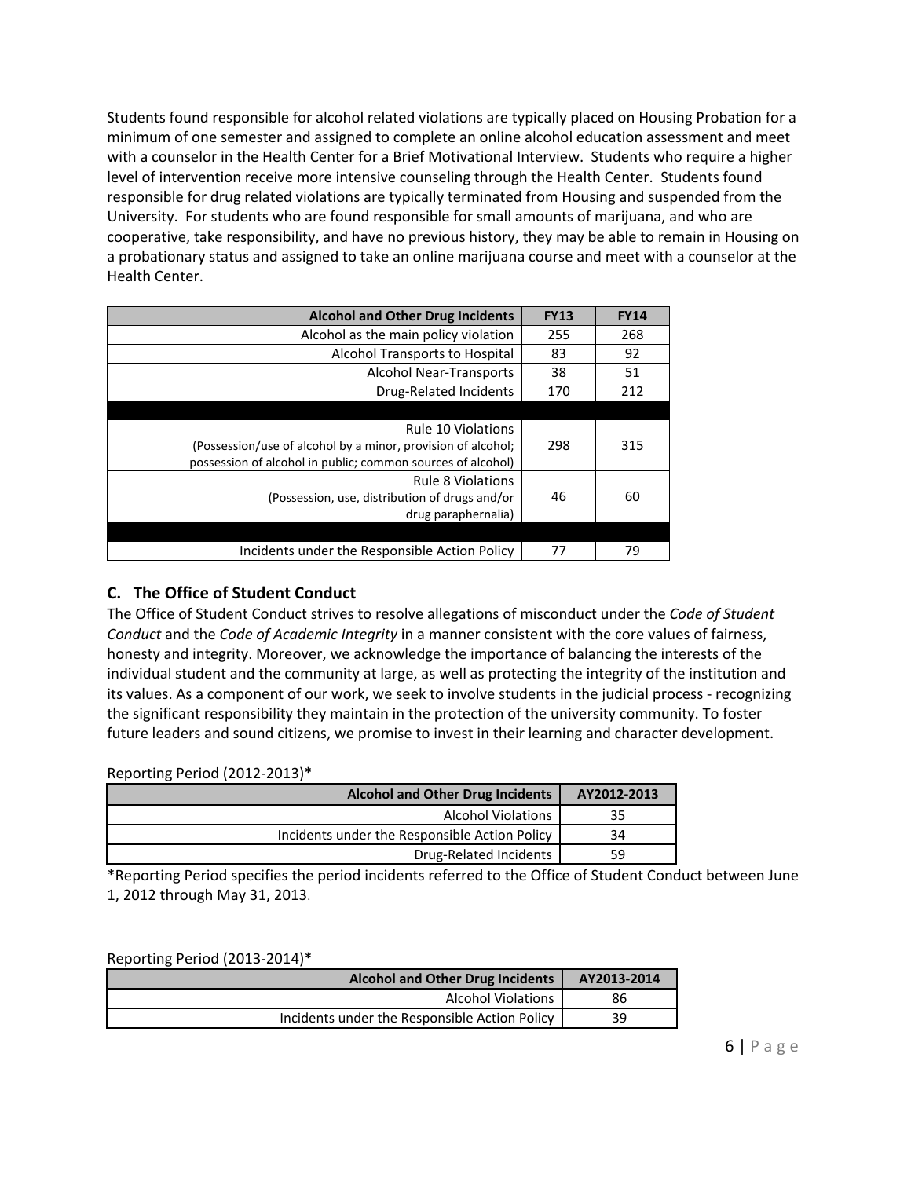Students found responsible for alcohol related violations are typically placed on Housing Probation for a minimum of one semester and assigned to complete an online alcohol education assessment and meet with a counselor in the Health Center for a Brief Motivational Interview. Students who require a higher level of intervention receive more intensive counseling through the Health Center. Students found responsible for drug related violations are typically terminated from Housing and suspended from the University. For students who are found responsible for small amounts of marijuana, and who are cooperative, take responsibility, and have no previous history, they may be able to remain in Housing on a probationary status and assigned to take an online marijuana course and meet with a counselor at the Health Center.

| Alcohol and Other Drug Incidents | FY13 | FY14 |
|---|---|---|
| Alcohol as the main policy violation | 255 | 268 |
| Alcohol Transports to Hospital | 83 | 92 |
| Alcohol Near-Transports | 38 | 51 |
| Drug-Related Incidents | 170 | 212 |
| | | |
| Rule 10 Violations (Possession/use of alcohol by a minor, provision of alcohol; possession of alcohol in public; common sources of alcohol) | 298 | 315 |
| Rule 8 Violations (Possession, use, distribution of drugs and/or drug paraphernalia) | 46 | 60 |
| | | |
| Incidents under the Responsible Action Policy | 77 | 79 |

## C. The Office of Student Conduct

The Office of Student Conduct strives to resolve allegations of misconduct under the *Code of Student Conduct* and the *Code of Academic Integrity* in a manner consistent with the core values of fairness, honesty and integrity. Moreover, we acknowledge the importance of balancing the interests of the individual student and the community at large, as well as protecting the integrity of the institution and its values. As a component of our work, we seek to involve students in the judicial process - recognizing the significant responsibility they maintain in the protection of the university community. To foster future leaders and sound citizens, we promise to invest in their learning and character development.

Reporting Period (2012-2013)*

| Alcohol and Other Drug Incidents | AY2012-2013 |
|---|---|
| Alcohol Violations | 35 |
| Incidents under the Responsible Action Policy | 34 |
| Drug-Related Incidents | 59 |

*Reporting Period specifies the period incidents referred to the Office of Student Conduct between June 1, 2012 through May 31, 2013.

Reporting Period (2013-2014)*

| Alcohol and Other Drug Incidents | AY2013-2014 |
|---|---|
| Alcohol Violations | 86 |
| Incidents under the Responsible Action Policy | 39 |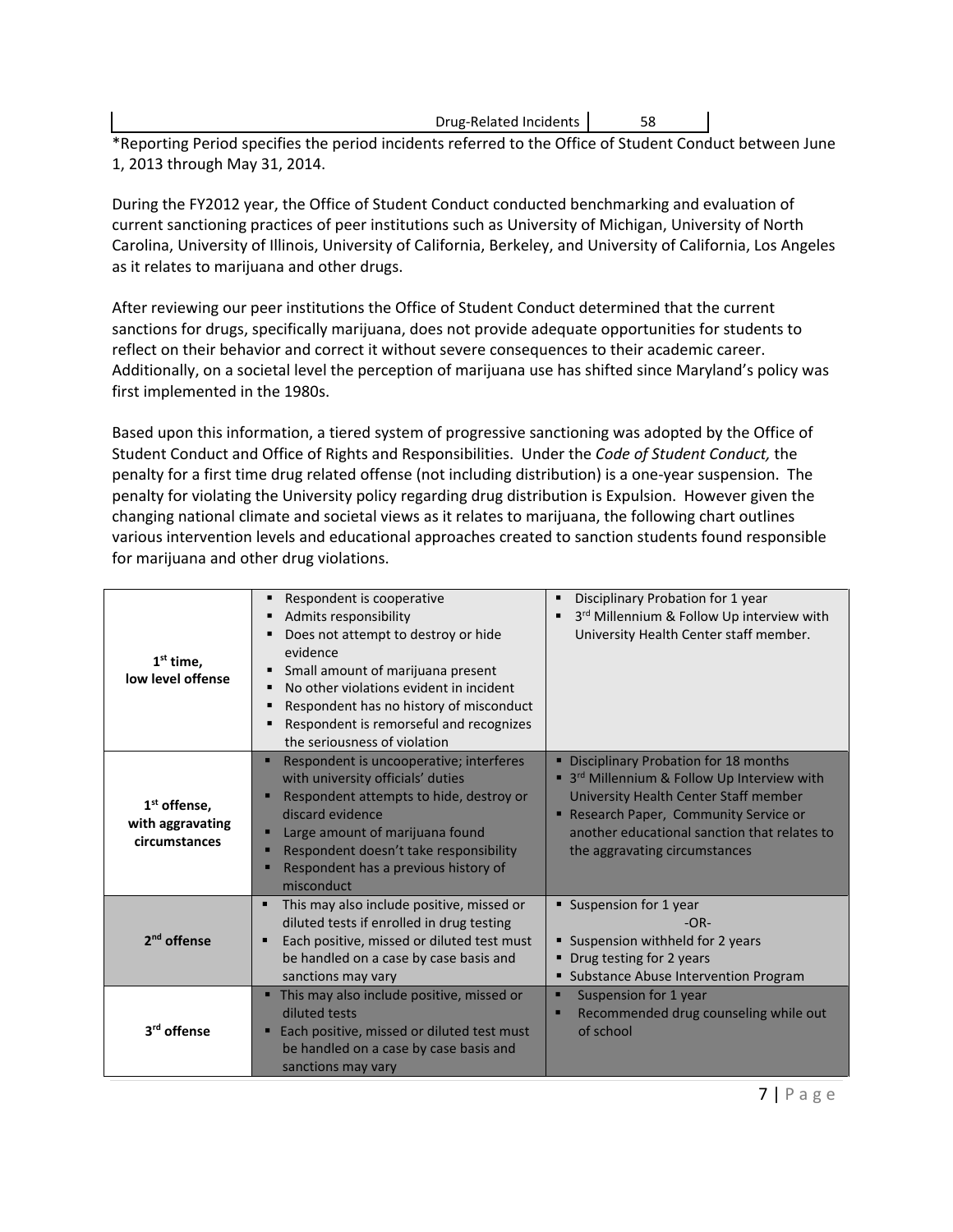| Drug-Related Incidents | 58 |
|---|---|

*Reporting Period specifies the period incidents referred to the Office of Student Conduct between June 1, 2013 through May 31, 2014.

During the FY2012 year, the Office of Student Conduct conducted benchmarking and evaluation of current sanctioning practices of peer institutions such as University of Michigan, University of North Carolina, University of Illinois, University of California, Berkeley, and University of California, Los Angeles as it relates to marijuana and other drugs.

After reviewing our peer institutions the Office of Student Conduct determined that the current sanctions for drugs, specifically marijuana, does not provide adequate opportunities for students to reflect on their behavior and correct it without severe consequences to their academic career. Additionally, on a societal level the perception of marijuana use has shifted since Maryland's policy was first implemented in the 1980s.

Based upon this information, a tiered system of progressive sanctioning was adopted by the Office of Student Conduct and Office of Rights and Responsibilities. Under the *Code of Student Conduct,* the penalty for a first time drug related offense (not including distribution) is a one-year suspension. The penalty for violating the University policy regarding drug distribution is Expulsion. However given the changing national climate and societal views as it relates to marijuana, the following chart outlines various intervention levels and educational approaches created to sanction students found responsible for marijuana and other drug violations.

| | | |
|---|---|---|
| **1st time, low level offense** | ▪ Respondent is cooperative<br>▪ Admits responsibility<br>▪ Does not attempt to destroy or hide evidence<br>▪ Small amount of marijuana present<br>▪ No other violations evident in incident<br>▪ Respondent has no history of misconduct<br>▪ Respondent is remorseful and recognizes the seriousness of violation | ▪ Disciplinary Probation for 1 year<br>▪ 3rd Millennium & Follow Up interview with University Health Center staff member. |
| **1st offense, with aggravating circumstances** | ▪ Respondent is uncooperative; interferes with university officials' duties<br>▪ Respondent attempts to hide, destroy or discard evidence<br>▪ Large amount of marijuana found<br>▪ Respondent doesn't take responsibility<br>▪ Respondent has a previous history of misconduct | ▪ Disciplinary Probation for 18 months<br>▪ 3rd Millennium & Follow Up Interview with University Health Center Staff member<br>▪ Research Paper, Community Service or another educational sanction that relates to the aggravating circumstances |
| **2nd offense** | ▪ This may also include positive, missed or diluted tests if enrolled in drug testing<br>▪ Each positive, missed or diluted test must be handled on a case by case basis and sanctions may vary | ▪ Suspension for 1 year<br>-OR-<br>▪ Suspension withheld for 2 years<br>▪ Drug testing for 2 years<br>▪ Substance Abuse Intervention Program |
| **3rd offense** | ▪ This may also include positive, missed or diluted tests<br>▪ Each positive, missed or diluted test must be handled on a case by case basis and sanctions may vary | ▪ Suspension for 1 year<br>▪ Recommended drug counseling while out of school |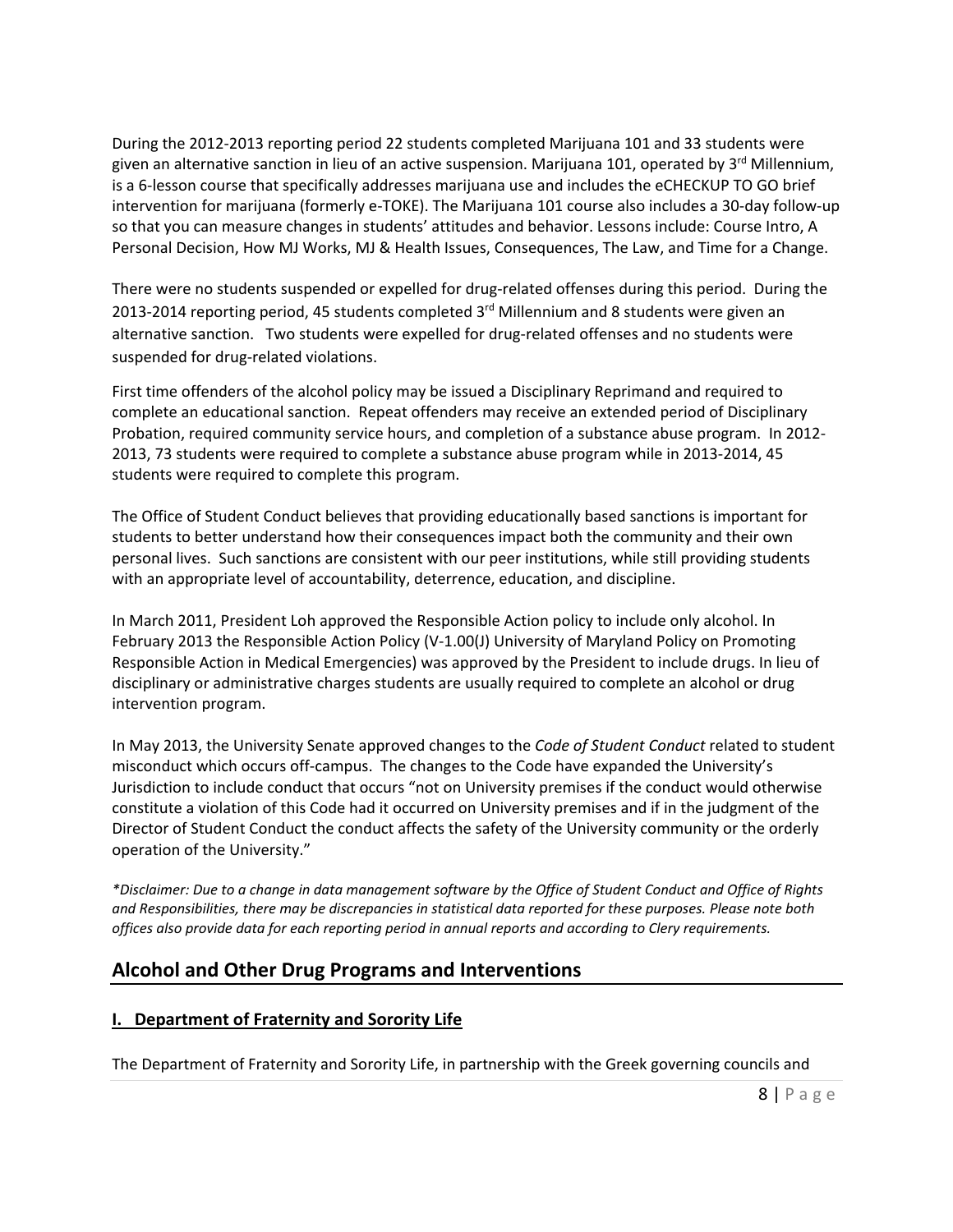During the 2012-2013 reporting period 22 students completed Marijuana 101 and 33 students were given an alternative sanction in lieu of an active suspension. Marijuana 101, operated by 3rd Millennium, is a 6-lesson course that specifically addresses marijuana use and includes the eCHECKUP TO GO brief intervention for marijuana (formerly e-TOKE). The Marijuana 101 course also includes a 30-day follow-up so that you can measure changes in students' attitudes and behavior. Lessons include: Course Intro, A Personal Decision, How MJ Works, MJ & Health Issues, Consequences, The Law, and Time for a Change.

There were no students suspended or expelled for drug-related offenses during this period. During the 2013-2014 reporting period, 45 students completed 3rd Millennium and 8 students were given an alternative sanction. Two students were expelled for drug-related offenses and no students were suspended for drug-related violations.

First time offenders of the alcohol policy may be issued a Disciplinary Reprimand and required to complete an educational sanction. Repeat offenders may receive an extended period of Disciplinary Probation, required community service hours, and completion of a substance abuse program. In 2012-2013, 73 students were required to complete a substance abuse program while in 2013-2014, 45 students were required to complete this program.

The Office of Student Conduct believes that providing educationally based sanctions is important for students to better understand how their consequences impact both the community and their own personal lives. Such sanctions are consistent with our peer institutions, while still providing students with an appropriate level of accountability, deterrence, education, and discipline.

In March 2011, President Loh approved the Responsible Action policy to include only alcohol. In February 2013 the Responsible Action Policy (V-1.00(J) University of Maryland Policy on Promoting Responsible Action in Medical Emergencies) was approved by the President to include drugs. In lieu of disciplinary or administrative charges students are usually required to complete an alcohol or drug intervention program.

In May 2013, the University Senate approved changes to the *Code of Student Conduct* related to student misconduct which occurs off-campus. The changes to the Code have expanded the University's Jurisdiction to include conduct that occurs "not on University premises if the conduct would otherwise constitute a violation of this Code had it occurred on University premises and if in the judgment of the Director of Student Conduct the conduct affects the safety of the University community or the orderly operation of the University."

*\*Disclaimer: Due to a change in data management software by the Office of Student Conduct and Office of Rights and Responsibilities, there may be discrepancies in statistical data reported for these purposes. Please note both offices also provide data for each reporting period in annual reports and according to Clery requirements.*

## Alcohol and Other Drug Programs and Interventions

### I. Department of Fraternity and Sorority Life

The Department of Fraternity and Sorority Life, in partnership with the Greek governing councils and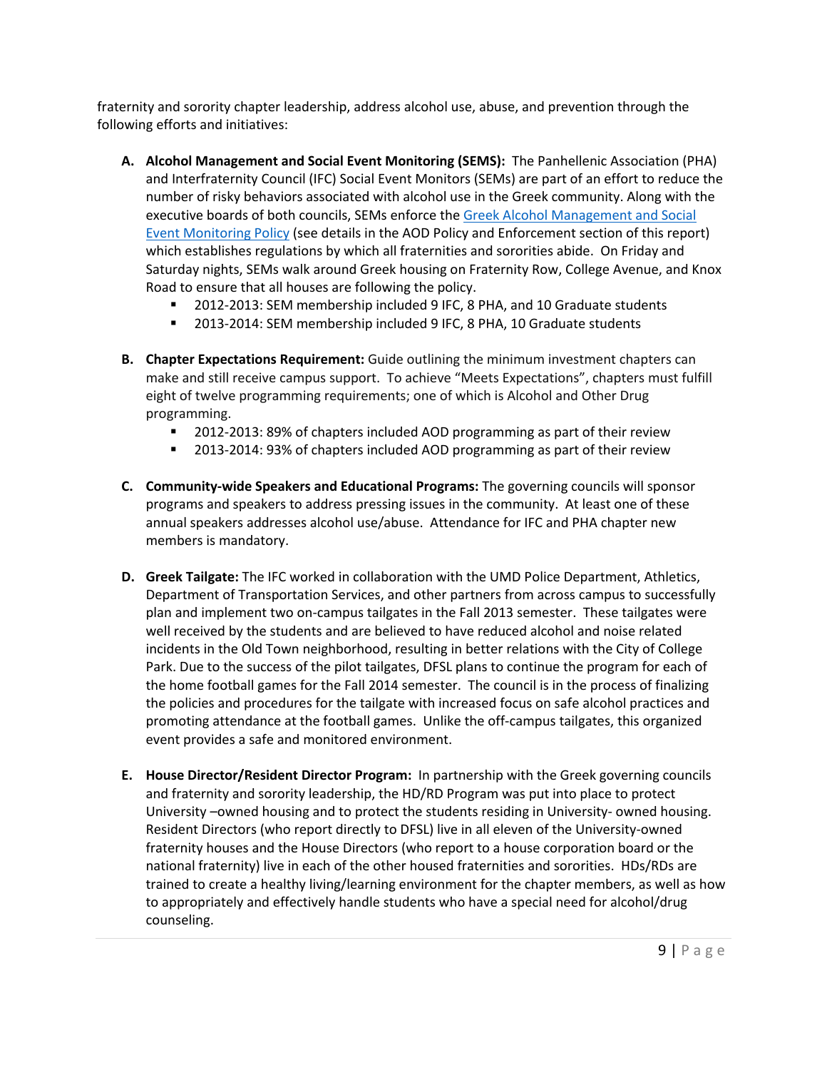fraternity and sorority chapter leadership, address alcohol use, abuse, and prevention through the following efforts and initiatives:

A. **Alcohol Management and Social Event Monitoring (SEMS):** The Panhellenic Association (PHA) and Interfraternity Council (IFC) Social Event Monitors (SEMs) are part of an effort to reduce the number of risky behaviors associated with alcohol use in the Greek community. Along with the executive boards of both councils, SEMs enforce the [Greek Alcohol Management and Social Event Monitoring Policy]() (see details in the AOD Policy and Enforcement section of this report) which establishes regulations by which all fraternities and sororities abide. On Friday and Saturday nights, SEMs walk around Greek housing on Fraternity Row, College Avenue, and Knox Road to ensure that all houses are following the policy.
    - 2012-2013: SEM membership included 9 IFC, 8 PHA, and 10 Graduate students
    - 2013-2014: SEM membership included 9 IFC, 8 PHA, 10 Graduate students

B. **Chapter Expectations Requirement:** Guide outlining the minimum investment chapters can make and still receive campus support. To achieve "Meets Expectations", chapters must fulfill eight of twelve programming requirements; one of which is Alcohol and Other Drug programming.
    - 2012-2013: 89% of chapters included AOD programming as part of their review
    - 2013-2014: 93% of chapters included AOD programming as part of their review

C. **Community-wide Speakers and Educational Programs:** The governing councils will sponsor programs and speakers to address pressing issues in the community. At least one of these annual speakers addresses alcohol use/abuse. Attendance for IFC and PHA chapter new members is mandatory.

D. **Greek Tailgate:** The IFC worked in collaboration with the UMD Police Department, Athletics, Department of Transportation Services, and other partners from across campus to successfully plan and implement two on-campus tailgates in the Fall 2013 semester. These tailgates were well received by the students and are believed to have reduced alcohol and noise related incidents in the Old Town neighborhood, resulting in better relations with the City of College Park. Due to the success of the pilot tailgates, DFSL plans to continue the program for each of the home football games for the Fall 2014 semester. The council is in the process of finalizing the policies and procedures for the tailgate with increased focus on safe alcohol practices and promoting attendance at the football games. Unlike the off-campus tailgates, this organized event provides a safe and monitored environment.

E. **House Director/Resident Director Program:** In partnership with the Greek governing councils and fraternity and sorority leadership, the HD/RD Program was put into place to protect University –owned housing and to protect the students residing in University- owned housing. Resident Directors (who report directly to DFSL) live in all eleven of the University-owned fraternity houses and the House Directors (who report to a house corporation board or the national fraternity) live in each of the other housed fraternities and sororities. HDs/RDs are trained to create a healthy living/learning environment for the chapter members, as well as how to appropriately and effectively handle students who have a special need for alcohol/drug counseling.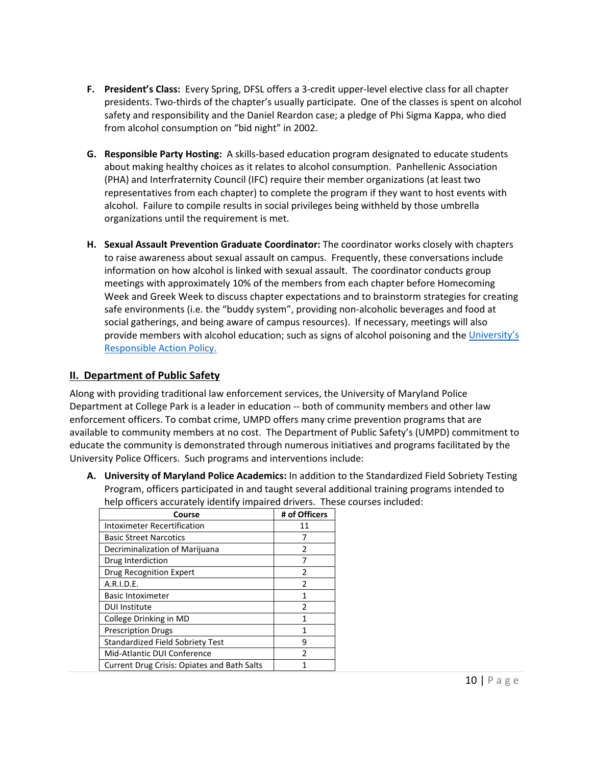F. **President's Class:** Every Spring, DFSL offers a 3-credit upper-level elective class for all chapter presidents. Two-thirds of the chapter's usually participate. One of the classes is spent on alcohol safety and responsibility and the Daniel Reardon case; a pledge of Phi Sigma Kappa, who died from alcohol consumption on "bid night" in 2002.

G. **Responsible Party Hosting:** A skills-based education program designated to educate students about making healthy choices as it relates to alcohol consumption. Panhellenic Association (PHA) and Interfraternity Council (IFC) require their member organizations (at least two representatives from each chapter) to complete the program if they want to host events with alcohol. Failure to compile results in social privileges being withheld by those umbrella organizations until the requirement is met.

H. **Sexual Assault Prevention Graduate Coordinator:** The coordinator works closely with chapters to raise awareness about sexual assault on campus. Frequently, these conversations include information on how alcohol is linked with sexual assault. The coordinator conducts group meetings with approximately 10% of the members from each chapter before Homecoming Week and Greek Week to discuss chapter expectations and to brainstorm strategies for creating safe environments (i.e. the "buddy system", providing non-alcoholic beverages and food at social gatherings, and being aware of campus resources). If necessary, meetings will also provide members with alcohol education; such as signs of alcohol poisoning and the University's Responsible Action Policy.

## II. Department of Public Safety

Along with providing traditional law enforcement services, the University of Maryland Police Department at College Park is a leader in education -- both of community members and other law enforcement officers. To combat crime, UMPD offers many crime prevention programs that are available to community members at no cost. The Department of Public Safety's (UMPD) commitment to educate the community is demonstrated through numerous initiatives and programs facilitated by the University Police Officers. Such programs and interventions include:

A. **University of Maryland Police Academics:** In addition to the Standardized Field Sobriety Testing Program, officers participated in and taught several additional training programs intended to help officers accurately identify impaired drivers. These courses included:

| Course | # of Officers |
|---|---|
| Intoximeter Recertification | 11 |
| Basic Street Narcotics | 7 |
| Decriminalization of Marijuana | 2 |
| Drug Interdiction | 7 |
| Drug Recognition Expert | 2 |
| A.R.I.D.E. | 2 |
| Basic Intoximeter | 1 |
| DUI Institute | 2 |
| College Drinking in MD | 1 |
| Prescription Drugs | 1 |
| Standardized Field Sobriety Test | 9 |
| Mid-Atlantic DUI Conference | 2 |
| Current Drug Crisis: Opiates and Bath Salts | 1 |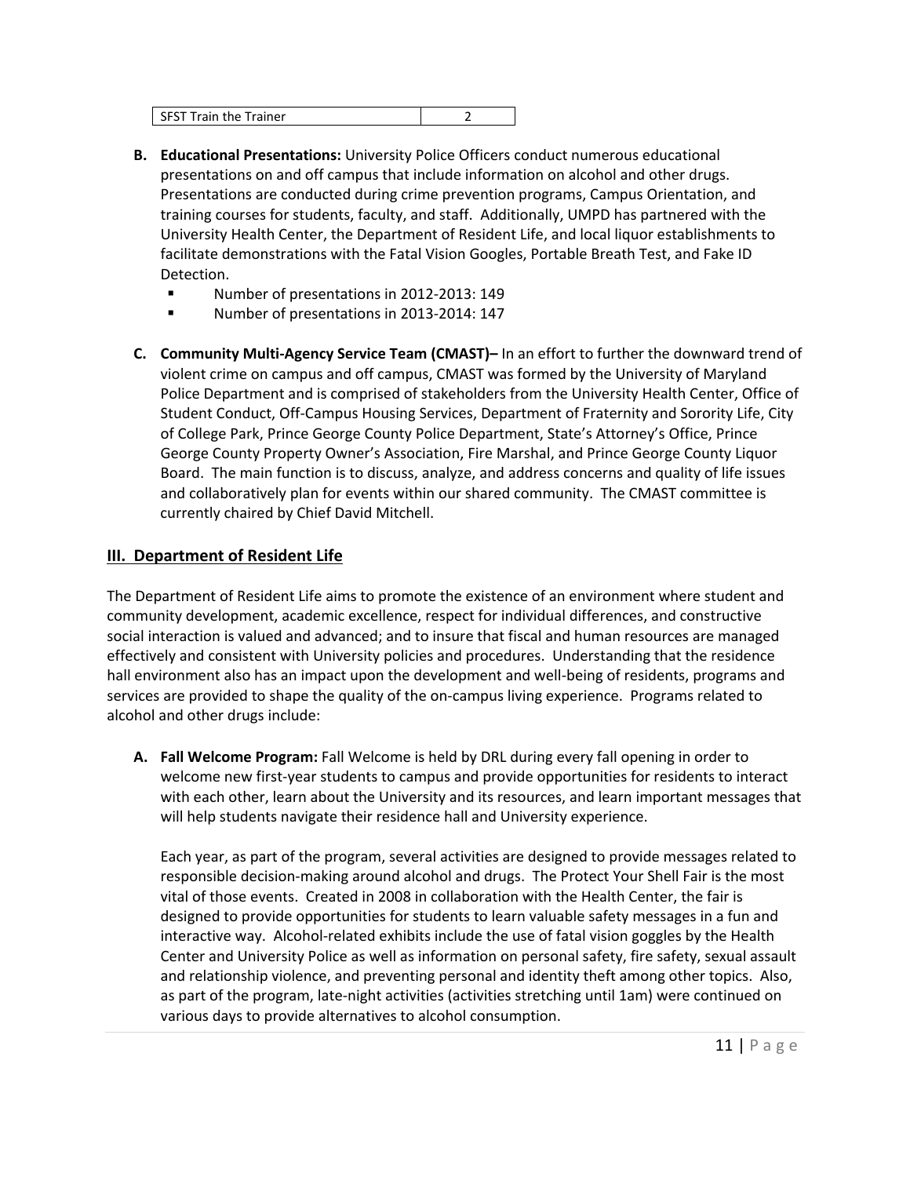| SFST Train the Trainer | 2 |
|---|---|

**B. Educational Presentations:** University Police Officers conduct numerous educational presentations on and off campus that include information on alcohol and other drugs. Presentations are conducted during crime prevention programs, Campus Orientation, and training courses for students, faculty, and staff. Additionally, UMPD has partnered with the University Health Center, the Department of Resident Life, and local liquor establishments to facilitate demonstrations with the Fatal Vision Googles, Portable Breath Test, and Fake ID Detection.

- Number of presentations in 2012-2013: 149
- Number of presentations in 2013-2014: 147

**C. Community Multi-Agency Service Team (CMAST)–** In an effort to further the downward trend of violent crime on campus and off campus, CMAST was formed by the University of Maryland Police Department and is comprised of stakeholders from the University Health Center, Office of Student Conduct, Off-Campus Housing Services, Department of Fraternity and Sorority Life, City of College Park, Prince George County Police Department, State's Attorney's Office, Prince George County Property Owner's Association, Fire Marshal, and Prince George County Liquor Board. The main function is to discuss, analyze, and address concerns and quality of life issues and collaboratively plan for events within our shared community. The CMAST committee is currently chaired by Chief David Mitchell.

## III. Department of Resident Life

The Department of Resident Life aims to promote the existence of an environment where student and community development, academic excellence, respect for individual differences, and constructive social interaction is valued and advanced; and to insure that fiscal and human resources are managed effectively and consistent with University policies and procedures. Understanding that the residence hall environment also has an impact upon the development and well-being of residents, programs and services are provided to shape the quality of the on-campus living experience. Programs related to alcohol and other drugs include:

**A. Fall Welcome Program:** Fall Welcome is held by DRL during every fall opening in order to welcome new first-year students to campus and provide opportunities for residents to interact with each other, learn about the University and its resources, and learn important messages that will help students navigate their residence hall and University experience.

Each year, as part of the program, several activities are designed to provide messages related to responsible decision-making around alcohol and drugs. The Protect Your Shell Fair is the most vital of those events. Created in 2008 in collaboration with the Health Center, the fair is designed to provide opportunities for students to learn valuable safety messages in a fun and interactive way. Alcohol-related exhibits include the use of fatal vision goggles by the Health Center and University Police as well as information on personal safety, fire safety, sexual assault and relationship violence, and preventing personal and identity theft among other topics. Also, as part of the program, late-night activities (activities stretching until 1am) were continued on various days to provide alternatives to alcohol consumption.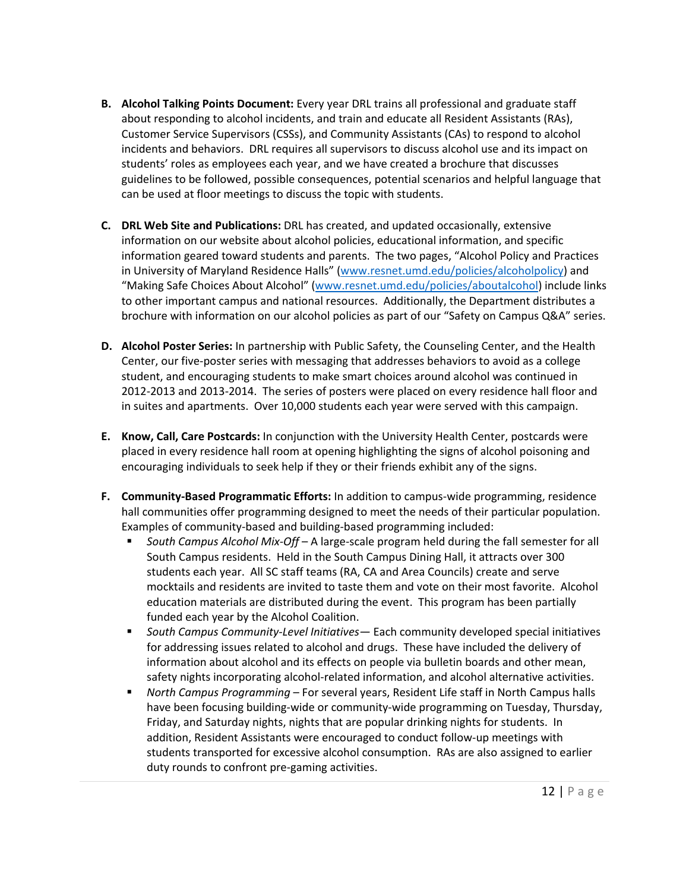B. **Alcohol Talking Points Document:** Every year DRL trains all professional and graduate staff about responding to alcohol incidents, and train and educate all Resident Assistants (RAs), Customer Service Supervisors (CSSs), and Community Assistants (CAs) to respond to alcohol incidents and behaviors. DRL requires all supervisors to discuss alcohol use and its impact on students' roles as employees each year, and we have created a brochure that discusses guidelines to be followed, possible consequences, potential scenarios and helpful language that can be used at floor meetings to discuss the topic with students.

C. **DRL Web Site and Publications:** DRL has created, and updated occasionally, extensive information on our website about alcohol policies, educational information, and specific information geared toward students and parents. The two pages, "Alcohol Policy and Practices in University of Maryland Residence Halls" ([www.resnet.umd.edu/policies/alcoholpolicy](www.resnet.umd.edu/policies/alcoholpolicy)) and "Making Safe Choices About Alcohol" ([www.resnet.umd.edu/policies/aboutalcohol](www.resnet.umd.edu/policies/aboutalcohol)) include links to other important campus and national resources. Additionally, the Department distributes a brochure with information on our alcohol policies as part of our "Safety on Campus Q&A" series.

D. **Alcohol Poster Series:** In partnership with Public Safety, the Counseling Center, and the Health Center, our five-poster series with messaging that addresses behaviors to avoid as a college student, and encouraging students to make smart choices around alcohol was continued in 2012-2013 and 2013-2014. The series of posters were placed on every residence hall floor and in suites and apartments. Over 10,000 students each year were served with this campaign.

E. **Know, Call, Care Postcards:** In conjunction with the University Health Center, postcards were placed in every residence hall room at opening highlighting the signs of alcohol poisoning and encouraging individuals to seek help if they or their friends exhibit any of the signs.

F. **Community-Based Programmatic Efforts:** In addition to campus-wide programming, residence hall communities offer programming designed to meet the needs of their particular population. Examples of community-based and building-based programming included:
   - *South Campus Alcohol Mix-Off* – A large-scale program held during the fall semester for all South Campus residents. Held in the South Campus Dining Hall, it attracts over 300 students each year. All SC staff teams (RA, CA and Area Councils) create and serve mocktails and residents are invited to taste them and vote on their most favorite. Alcohol education materials are distributed during the event. This program has been partially funded each year by the Alcohol Coalition.
   - *South Campus Community-Level Initiatives*— Each community developed special initiatives for addressing issues related to alcohol and drugs. These have included the delivery of information about alcohol and its effects on people via bulletin boards and other mean, safety nights incorporating alcohol-related information, and alcohol alternative activities.
   - *North Campus Programming* – For several years, Resident Life staff in North Campus halls have been focusing building-wide or community-wide programming on Tuesday, Thursday, Friday, and Saturday nights, nights that are popular drinking nights for students. In addition, Resident Assistants were encouraged to conduct follow-up meetings with students transported for excessive alcohol consumption. RAs are also assigned to earlier duty rounds to confront pre-gaming activities.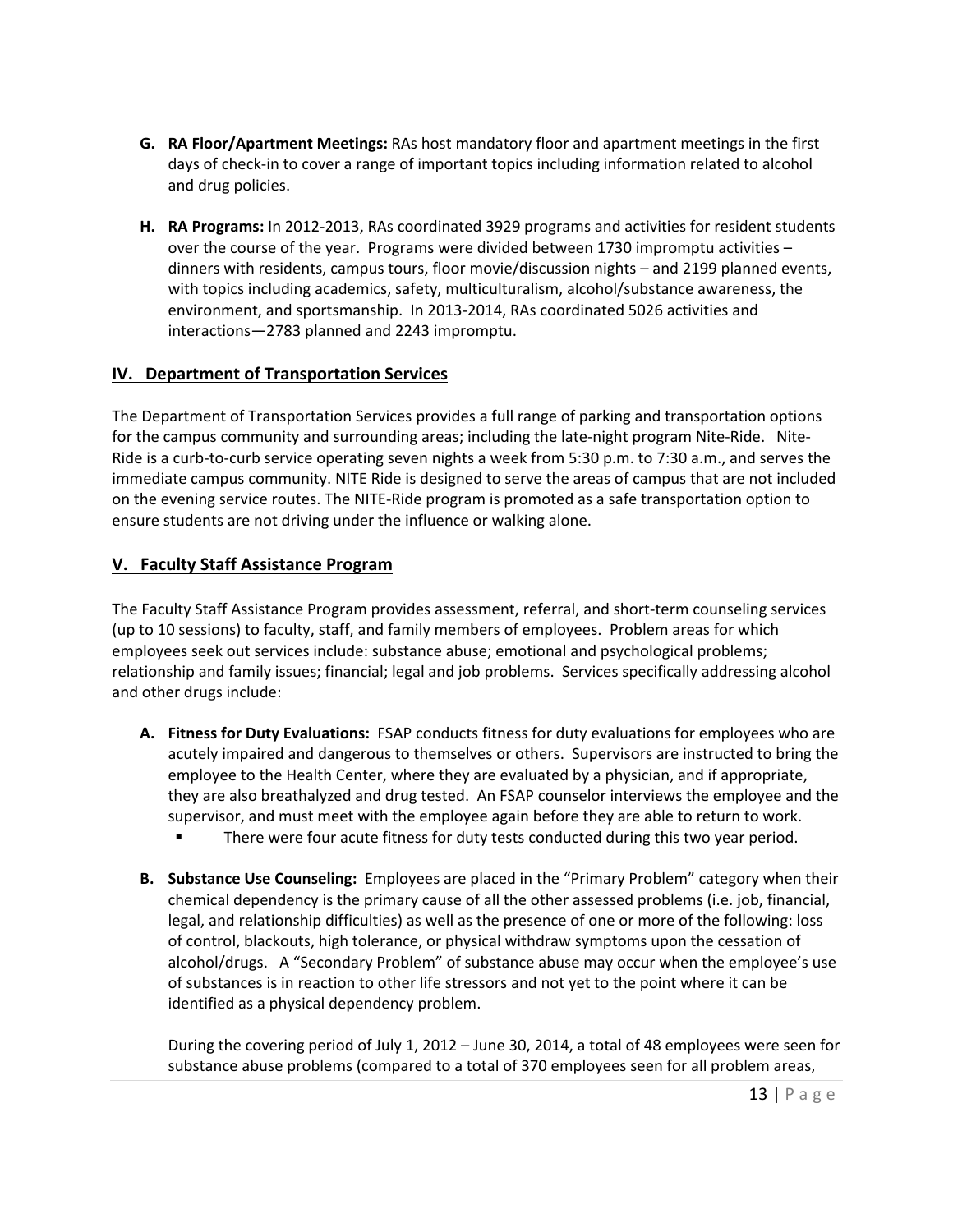**G. RA Floor/Apartment Meetings:** RAs host mandatory floor and apartment meetings in the first days of check-in to cover a range of important topics including information related to alcohol and drug policies.

**H. RA Programs:** In 2012-2013, RAs coordinated 3929 programs and activities for resident students over the course of the year. Programs were divided between 1730 impromptu activities – dinners with residents, campus tours, floor movie/discussion nights – and 2199 planned events, with topics including academics, safety, multiculturalism, alcohol/substance awareness, the environment, and sportsmanship. In 2013-2014, RAs coordinated 5026 activities and interactions—2783 planned and 2243 impromptu.

## IV. Department of Transportation Services

The Department of Transportation Services provides a full range of parking and transportation options for the campus community and surrounding areas; including the late-night program Nite-Ride. Nite-Ride is a curb-to-curb service operating seven nights a week from 5:30 p.m. to 7:30 a.m., and serves the immediate campus community. NITE Ride is designed to serve the areas of campus that are not included on the evening service routes. The NITE-Ride program is promoted as a safe transportation option to ensure students are not driving under the influence or walking alone.

## V. Faculty Staff Assistance Program

The Faculty Staff Assistance Program provides assessment, referral, and short-term counseling services (up to 10 sessions) to faculty, staff, and family members of employees. Problem areas for which employees seek out services include: substance abuse; emotional and psychological problems; relationship and family issues; financial; legal and job problems. Services specifically addressing alcohol and other drugs include:

**A. Fitness for Duty Evaluations:** FSAP conducts fitness for duty evaluations for employees who are acutely impaired and dangerous to themselves or others. Supervisors are instructed to bring the employee to the Health Center, where they are evaluated by a physician, and if appropriate, they are also breathalyzed and drug tested. An FSAP counselor interviews the employee and the supervisor, and must meet with the employee again before they are able to return to work.

- There were four acute fitness for duty tests conducted during this two year period.

**B. Substance Use Counseling:** Employees are placed in the "Primary Problem" category when their chemical dependency is the primary cause of all the other assessed problems (i.e. job, financial, legal, and relationship difficulties) as well as the presence of one or more of the following: loss of control, blackouts, high tolerance, or physical withdraw symptoms upon the cessation of alcohol/drugs. A "Secondary Problem" of substance abuse may occur when the employee's use of substances is in reaction to other life stressors and not yet to the point where it can be identified as a physical dependency problem.

During the covering period of July 1, 2012 – June 30, 2014, a total of 48 employees were seen for substance abuse problems (compared to a total of 370 employees seen for all problem areas,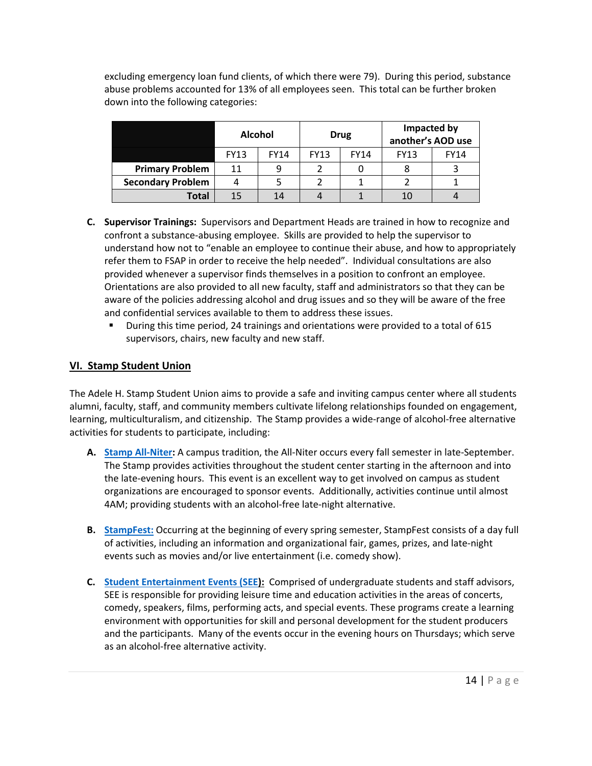excluding emergency loan fund clients, of which there were 79). During this period, substance abuse problems accounted for 13% of all employees seen. This total can be further broken down into the following categories:

| | Alcohol | | Drug | | Impacted by another's AOD use | |
|---|---|---|---|---|---|---|
| | FY13 | FY14 | FY13 | FY14 | FY13 | FY14 |
| **Primary Problem** | 11 | 9 | 2 | 0 | 8 | 3 |
| **Secondary Problem** | 4 | 5 | 2 | 1 | 2 | 1 |
| **Total** | 15 | 14 | 4 | 1 | 10 | 4 |

C. **Supervisor Trainings:** Supervisors and Department Heads are trained in how to recognize and confront a substance-abusing employee. Skills are provided to help the supervisor to understand how not to "enable an employee to continue their abuse, and how to appropriately refer them to FSAP in order to receive the help needed". Individual consultations are also provided whenever a supervisor finds themselves in a position to confront an employee. Orientations are also provided to all new faculty, staff and administrators so that they can be aware of the policies addressing alcohol and drug issues and so they will be aware of the free and confidential services available to them to address these issues.
   - During this time period, 24 trainings and orientations were provided to a total of 615 supervisors, chairs, new faculty and new staff.

## VI. Stamp Student Union

The Adele H. Stamp Student Union aims to provide a safe and inviting campus center where all students alumni, faculty, staff, and community members cultivate lifelong relationships founded on engagement, learning, multiculturalism, and citizenship. The Stamp provides a wide-range of alcohol-free alternative activities for students to participate, including:

A. **Stamp All-Niter:** A campus tradition, the All-Niter occurs every fall semester in late-September. The Stamp provides activities throughout the student center starting in the afternoon and into the late-evening hours. This event is an excellent way to get involved on campus as student organizations are encouraged to sponsor events. Additionally, activities continue until almost 4AM; providing students with an alcohol-free late-night alternative.

B. **StampFest:** Occurring at the beginning of every spring semester, StampFest consists of a day full of activities, including an information and organizational fair, games, prizes, and late-night events such as movies and/or live entertainment (i.e. comedy show).

C. **Student Entertainment Events (SEE):** Comprised of undergraduate students and staff advisors, SEE is responsible for providing leisure time and education activities in the areas of concerts, comedy, speakers, films, performing acts, and special events. These programs create a learning environment with opportunities for skill and personal development for the student producers and the participants. Many of the events occur in the evening hours on Thursdays; which serve as an alcohol-free alternative activity.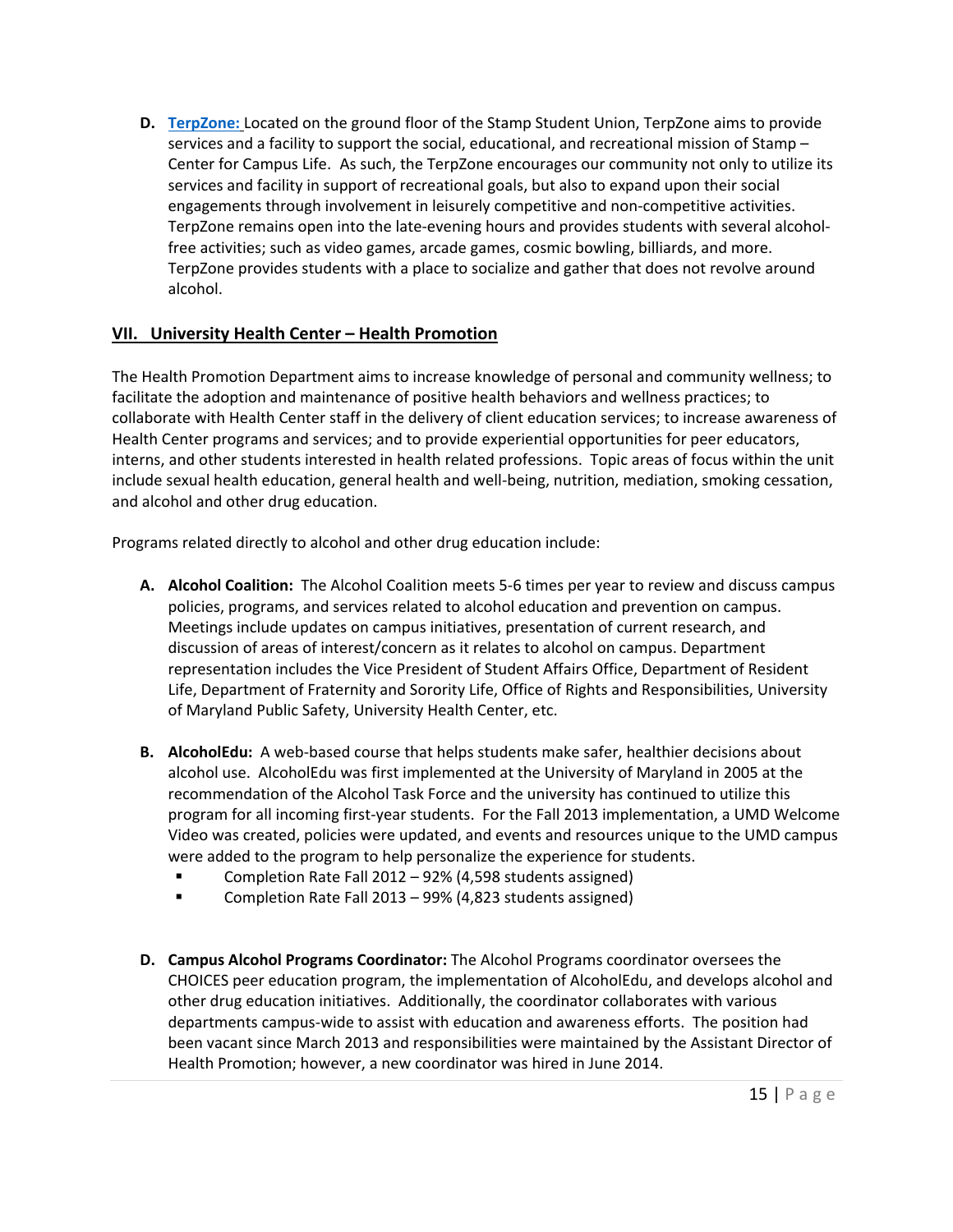**D. TerpZone:** Located on the ground floor of the Stamp Student Union, TerpZone aims to provide services and a facility to support the social, educational, and recreational mission of Stamp – Center for Campus Life. As such, the TerpZone encourages our community not only to utilize its services and facility in support of recreational goals, but also to expand upon their social engagements through involvement in leisurely competitive and non-competitive activities. TerpZone remains open into the late-evening hours and provides students with several alcohol-free activities; such as video games, arcade games, cosmic bowling, billiards, and more. TerpZone provides students with a place to socialize and gather that does not revolve around alcohol.

## VII. University Health Center – Health Promotion

The Health Promotion Department aims to increase knowledge of personal and community wellness; to facilitate the adoption and maintenance of positive health behaviors and wellness practices; to collaborate with Health Center staff in the delivery of client education services; to increase awareness of Health Center programs and services; and to provide experiential opportunities for peer educators, interns, and other students interested in health related professions. Topic areas of focus within the unit include sexual health education, general health and well-being, nutrition, mediation, smoking cessation, and alcohol and other drug education.

Programs related directly to alcohol and other drug education include:

**A. Alcohol Coalition:** The Alcohol Coalition meets 5-6 times per year to review and discuss campus policies, programs, and services related to alcohol education and prevention on campus. Meetings include updates on campus initiatives, presentation of current research, and discussion of areas of interest/concern as it relates to alcohol on campus. Department representation includes the Vice President of Student Affairs Office, Department of Resident Life, Department of Fraternity and Sorority Life, Office of Rights and Responsibilities, University of Maryland Public Safety, University Health Center, etc.

**B. AlcoholEdu:** A web-based course that helps students make safer, healthier decisions about alcohol use. AlcoholEdu was first implemented at the University of Maryland in 2005 at the recommendation of the Alcohol Task Force and the university has continued to utilize this program for all incoming first-year students. For the Fall 2013 implementation, a UMD Welcome Video was created, policies were updated, and events and resources unique to the UMD campus were added to the program to help personalize the experience for students.

- Completion Rate Fall 2012 – 92% (4,598 students assigned)
- Completion Rate Fall 2013 – 99% (4,823 students assigned)

**D. Campus Alcohol Programs Coordinator:** The Alcohol Programs coordinator oversees the CHOICES peer education program, the implementation of AlcoholEdu, and develops alcohol and other drug education initiatives. Additionally, the coordinator collaborates with various departments campus-wide to assist with education and awareness efforts. The position had been vacant since March 2013 and responsibilities were maintained by the Assistant Director of Health Promotion; however, a new coordinator was hired in June 2014.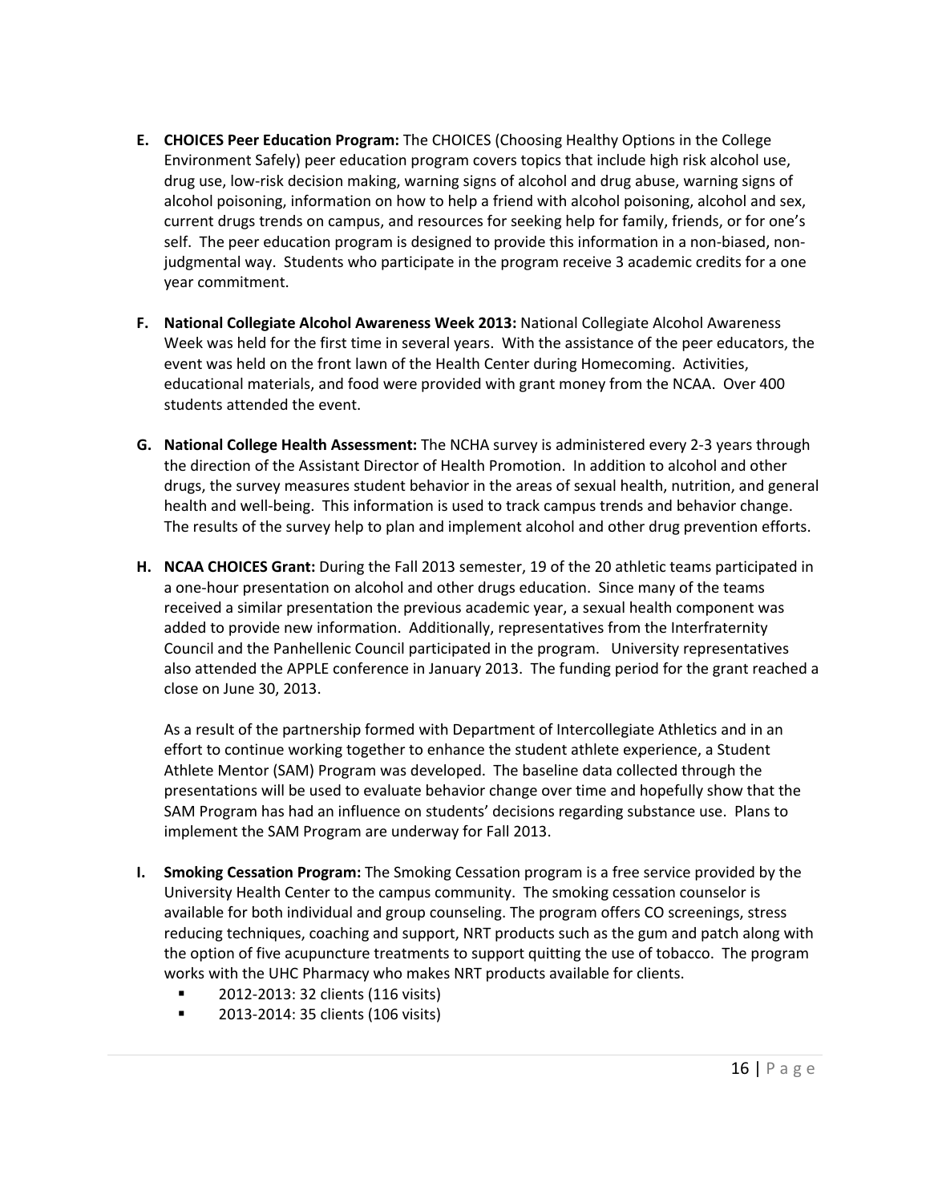**E. CHOICES Peer Education Program:** The CHOICES (Choosing Healthy Options in the College Environment Safely) peer education program covers topics that include high risk alcohol use, drug use, low-risk decision making, warning signs of alcohol and drug abuse, warning signs of alcohol poisoning, information on how to help a friend with alcohol poisoning, alcohol and sex, current drugs trends on campus, and resources for seeking help for family, friends, or for one's self. The peer education program is designed to provide this information in a non-biased, non-judgmental way. Students who participate in the program receive 3 academic credits for a one year commitment.

**F. National Collegiate Alcohol Awareness Week 2013:** National Collegiate Alcohol Awareness Week was held for the first time in several years. With the assistance of the peer educators, the event was held on the front lawn of the Health Center during Homecoming. Activities, educational materials, and food were provided with grant money from the NCAA. Over 400 students attended the event.

**G. National College Health Assessment:** The NCHA survey is administered every 2-3 years through the direction of the Assistant Director of Health Promotion. In addition to alcohol and other drugs, the survey measures student behavior in the areas of sexual health, nutrition, and general health and well-being. This information is used to track campus trends and behavior change. The results of the survey help to plan and implement alcohol and other drug prevention efforts.

**H. NCAA CHOICES Grant:** During the Fall 2013 semester, 19 of the 20 athletic teams participated in a one-hour presentation on alcohol and other drugs education. Since many of the teams received a similar presentation the previous academic year, a sexual health component was added to provide new information. Additionally, representatives from the Interfraternity Council and the Panhellenic Council participated in the program. University representatives also attended the APPLE conference in January 2013. The funding period for the grant reached a close on June 30, 2013.

As a result of the partnership formed with Department of Intercollegiate Athletics and in an effort to continue working together to enhance the student athlete experience, a Student Athlete Mentor (SAM) Program was developed. The baseline data collected through the presentations will be used to evaluate behavior change over time and hopefully show that the SAM Program has had an influence on students' decisions regarding substance use. Plans to implement the SAM Program are underway for Fall 2013.

**I. Smoking Cessation Program:** The Smoking Cessation program is a free service provided by the University Health Center to the campus community. The smoking cessation counselor is available for both individual and group counseling. The program offers CO screenings, stress reducing techniques, coaching and support, NRT products such as the gum and patch along with the option of five acupuncture treatments to support quitting the use of tobacco. The program works with the UHC Pharmacy who makes NRT products available for clients.

- 2012-2013: 32 clients (116 visits)
- 2013-2014: 35 clients (106 visits)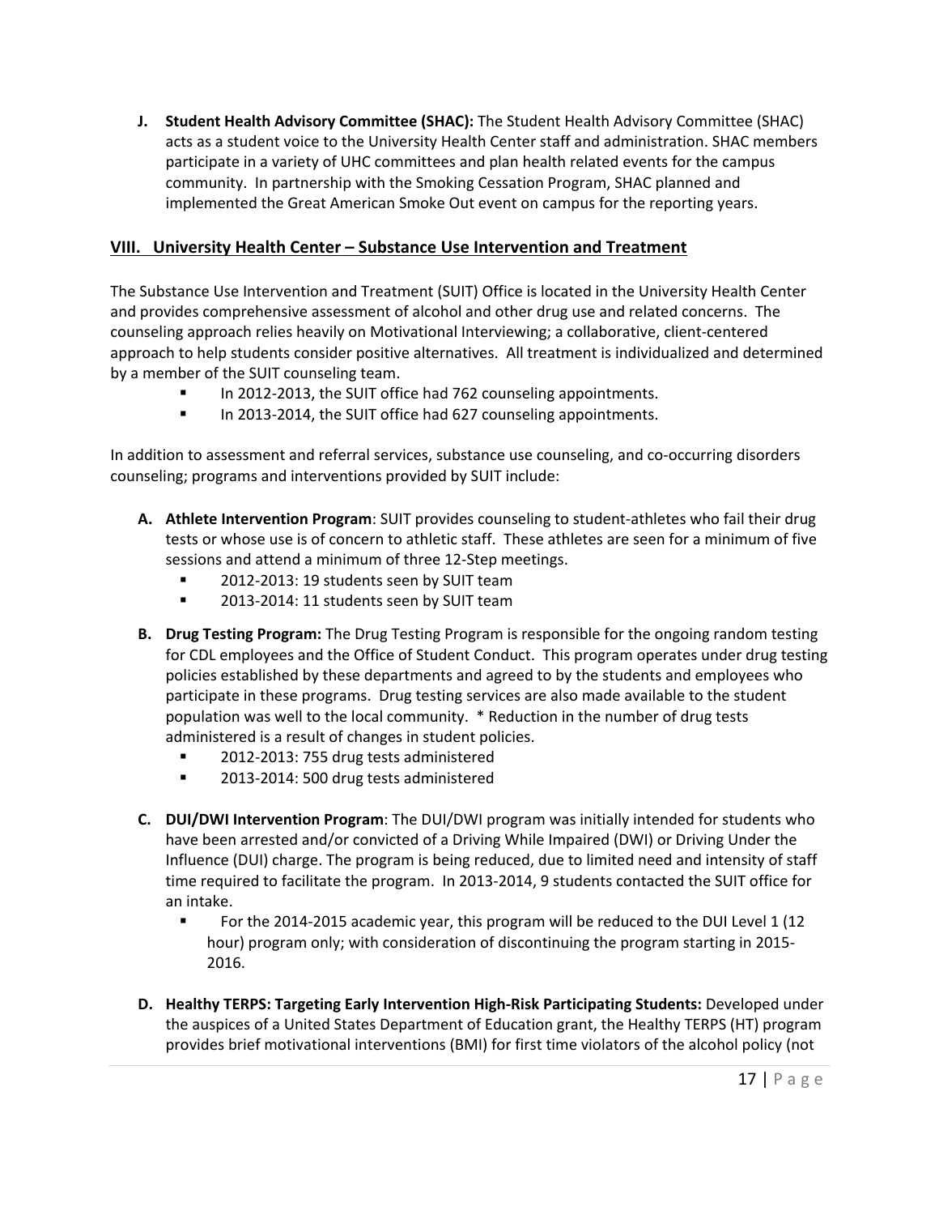**J. Student Health Advisory Committee (SHAC):** The Student Health Advisory Committee (SHAC) acts as a student voice to the University Health Center staff and administration. SHAC members participate in a variety of UHC committees and plan health related events for the campus community. In partnership with the Smoking Cessation Program, SHAC planned and implemented the Great American Smoke Out event on campus for the reporting years.

## VIII. University Health Center – Substance Use Intervention and Treatment

The Substance Use Intervention and Treatment (SUIT) Office is located in the University Health Center and provides comprehensive assessment of alcohol and other drug use and related concerns. The counseling approach relies heavily on Motivational Interviewing; a collaborative, client-centered approach to help students consider positive alternatives. All treatment is individualized and determined by a member of the SUIT counseling team.

- In 2012-2013, the SUIT office had 762 counseling appointments.
- In 2013-2014, the SUIT office had 627 counseling appointments.

In addition to assessment and referral services, substance use counseling, and co-occurring disorders counseling; programs and interventions provided by SUIT include:

**A. Athlete Intervention Program**: SUIT provides counseling to student-athletes who fail their drug tests or whose use is of concern to athletic staff. These athletes are seen for a minimum of five sessions and attend a minimum of three 12-Step meetings.

- 2012-2013: 19 students seen by SUIT team
- 2013-2014: 11 students seen by SUIT team

**B. Drug Testing Program:** The Drug Testing Program is responsible for the ongoing random testing for CDL employees and the Office of Student Conduct. This program operates under drug testing policies established by these departments and agreed to by the students and employees who participate in these programs. Drug testing services are also made available to the student population was well to the local community. * Reduction in the number of drug tests administered is a result of changes in student policies.

- 2012-2013: 755 drug tests administered
- 2013-2014: 500 drug tests administered

**C. DUI/DWI Intervention Program**: The DUI/DWI program was initially intended for students who have been arrested and/or convicted of a Driving While Impaired (DWI) or Driving Under the Influence (DUI) charge. The program is being reduced, due to limited need and intensity of staff time required to facilitate the program. In 2013-2014, 9 students contacted the SUIT office for an intake.

- For the 2014-2015 academic year, this program will be reduced to the DUI Level 1 (12 hour) program only; with consideration of discontinuing the program starting in 2015-2016.

**D. Healthy TERPS: Targeting Early Intervention High-Risk Participating Students:** Developed under the auspices of a United States Department of Education grant, the Healthy TERPS (HT) program provides brief motivational interventions (BMI) for first time violators of the alcohol policy (not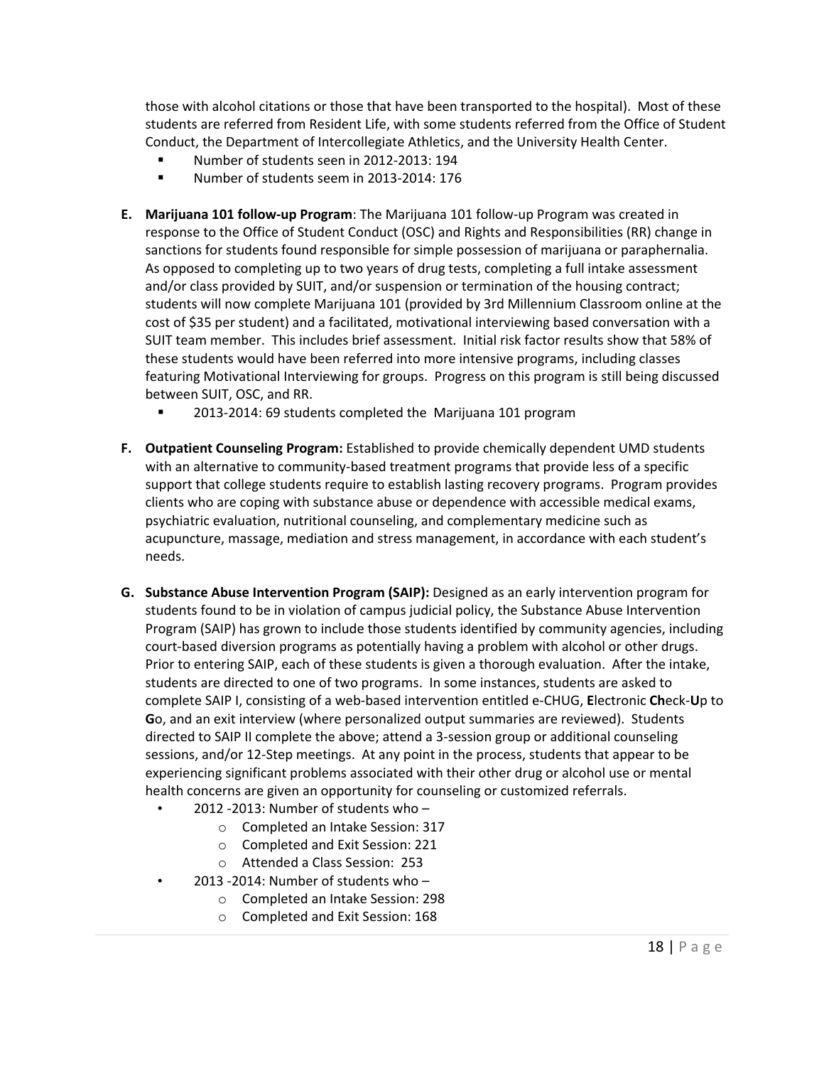those with alcohol citations or those that have been transported to the hospital). Most of these students are referred from Resident Life, with some students referred from the Office of Student Conduct, the Department of Intercollegiate Athletics, and the University Health Center.

- Number of students seen in 2012-2013: 194
- Number of students seem in 2013-2014: 176

**E. Marijuana 101 follow-up Program**: The Marijuana 101 follow-up Program was created in response to the Office of Student Conduct (OSC) and Rights and Responsibilities (RR) change in sanctions for students found responsible for simple possession of marijuana or paraphernalia. As opposed to completing up to two years of drug tests, completing a full intake assessment and/or class provided by SUIT, and/or suspension or termination of the housing contract; students will now complete Marijuana 101 (provided by 3rd Millennium Classroom online at the cost of $35 per student) and a facilitated, motivational interviewing based conversation with a SUIT team member. This includes brief assessment. Initial risk factor results show that 58% of these students would have been referred into more intensive programs, including classes featuring Motivational Interviewing for groups. Progress on this program is still being discussed between SUIT, OSC, and RR.

- 2013-2014: 69 students completed the Marijuana 101 program

**F. Outpatient Counseling Program:** Established to provide chemically dependent UMD students with an alternative to community-based treatment programs that provide less of a specific support that college students require to establish lasting recovery programs. Program provides clients who are coping with substance abuse or dependence with accessible medical exams, psychiatric evaluation, nutritional counseling, and complementary medicine such as acupuncture, massage, mediation and stress management, in accordance with each student's needs.

**G. Substance Abuse Intervention Program (SAIP):** Designed as an early intervention program for students found to be in violation of campus judicial policy, the Substance Abuse Intervention Program (SAIP) has grown to include those students identified by community agencies, including court-based diversion programs as potentially having a problem with alcohol or other drugs. Prior to entering SAIP, each of these students is given a thorough evaluation. After the intake, students are directed to one of two programs. In some instances, students are asked to complete SAIP I, consisting of a web-based intervention entitled e-CHUG, **E**lectronic **Ch**eck-**U**p to **G**o, and an exit interview (where personalized output summaries are reviewed). Students directed to SAIP II complete the above; attend a 3-session group or additional counseling sessions, and/or 12-Step meetings. At any point in the process, students that appear to be experiencing significant problems associated with their other drug or alcohol use or mental health concerns are given an opportunity for counseling or customized referrals.

- 2012 -2013: Number of students who –
  - Completed an Intake Session: 317
  - Completed and Exit Session: 221
  - Attended a Class Session: 253
- 2013 -2014: Number of students who –
  - Completed an Intake Session: 298
  - Completed and Exit Session: 168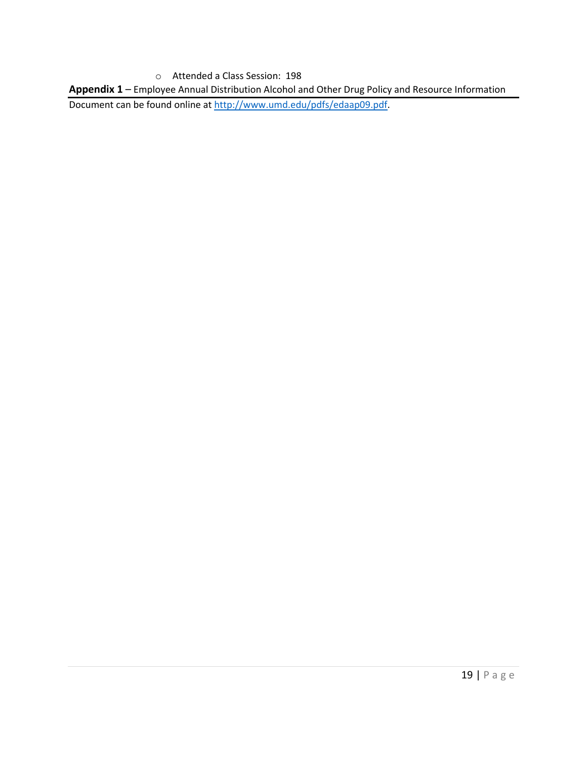- Attended a Class Session: 198

**Appendix 1** – Employee Annual Distribution Alcohol and Other Drug Policy and Resource Information

Document can be found online at [http://www.umd.edu/pdfs/edaap09.pdf](http://www.umd.edu/pdfs/edaap09.pdf).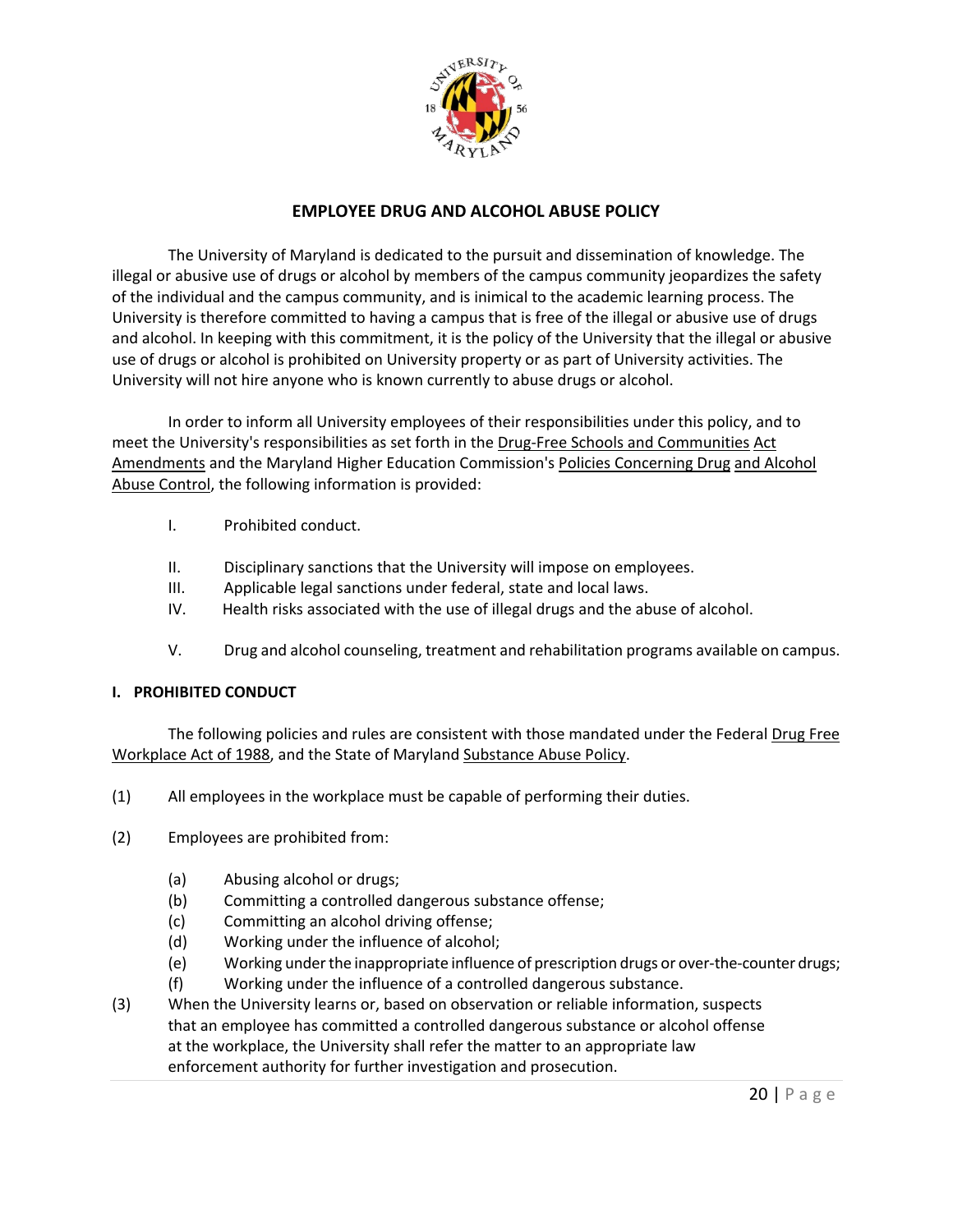# EMPLOYEE DRUG AND ALCOHOL ABUSE POLICY

The University of Maryland is dedicated to the pursuit and dissemination of knowledge. The illegal or abusive use of drugs or alcohol by members of the campus community jeopardizes the safety of the individual and the campus community, and is inimical to the academic learning process. The University is therefore committed to having a campus that is free of the illegal or abusive use of drugs and alcohol. In keeping with this commitment, it is the policy of the University that the illegal or abusive use of drugs or alcohol is prohibited on University property or as part of University activities. The University will not hire anyone who is known currently to abuse drugs or alcohol.

In order to inform all University employees of their responsibilities under this policy, and to meet the University's responsibilities as set forth in the Drug-Free Schools and Communities Act Amendments and the Maryland Higher Education Commission's Policies Concerning Drug and Alcohol Abuse Control, the following information is provided:

I. Prohibited conduct.

II. Disciplinary sanctions that the University will impose on employees.

III. Applicable legal sanctions under federal, state and local laws.

IV. Health risks associated with the use of illegal drugs and the abuse of alcohol.

V. Drug and alcohol counseling, treatment and rehabilitation programs available on campus.

## I. PROHIBITED CONDUCT

The following policies and rules are consistent with those mandated under the Federal Drug Free Workplace Act of 1988, and the State of Maryland Substance Abuse Policy.

(1) All employees in the workplace must be capable of performing their duties.

(2) Employees are prohibited from:

- (a) Abusing alcohol or drugs;
- (b) Committing a controlled dangerous substance offense;
- (c) Committing an alcohol driving offense;
- (d) Working under the influence of alcohol;
- (e) Working under the inappropriate influence of prescription drugs or over-the-counter drugs;
- (f) Working under the influence of a controlled dangerous substance.

(3) When the University learns or, based on observation or reliable information, suspects that an employee has committed a controlled dangerous substance or alcohol offense at the workplace, the University shall refer the matter to an appropriate law enforcement authority for further investigation and prosecution.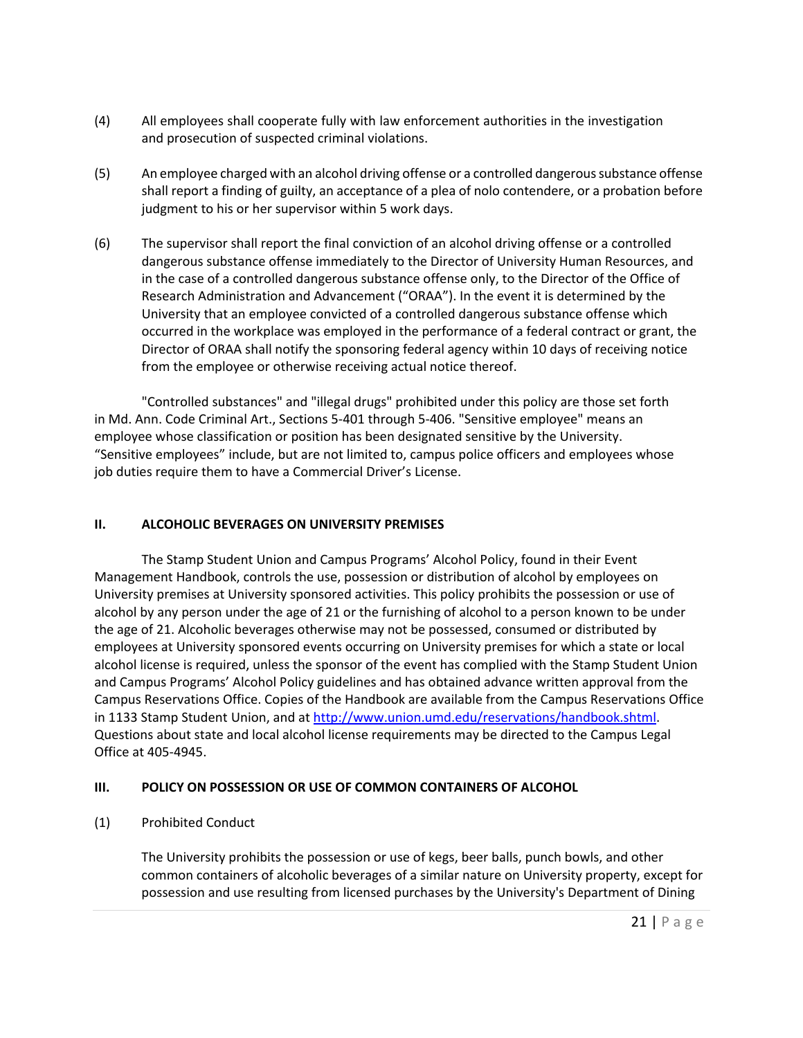(4) All employees shall cooperate fully with law enforcement authorities in the investigation and prosecution of suspected criminal violations.

(5) An employee charged with an alcohol driving offense or a controlled dangerous substance offense shall report a finding of guilty, an acceptance of a plea of nolo contendere, or a probation before judgment to his or her supervisor within 5 work days.

(6) The supervisor shall report the final conviction of an alcohol driving offense or a controlled dangerous substance offense immediately to the Director of University Human Resources, and in the case of a controlled dangerous substance offense only, to the Director of the Office of Research Administration and Advancement ("ORAA"). In the event it is determined by the University that an employee convicted of a controlled dangerous substance offense which occurred in the workplace was employed in the performance of a federal contract or grant, the Director of ORAA shall notify the sponsoring federal agency within 10 days of receiving notice from the employee or otherwise receiving actual notice thereof.

"Controlled substances" and "illegal drugs" prohibited under this policy are those set forth in Md. Ann. Code Criminal Art., Sections 5-401 through 5-406. "Sensitive employee" means an employee whose classification or position has been designated sensitive by the University. "Sensitive employees" include, but are not limited to, campus police officers and employees whose job duties require them to have a Commercial Driver's License.

## II. ALCOHOLIC BEVERAGES ON UNIVERSITY PREMISES

The Stamp Student Union and Campus Programs' Alcohol Policy, found in their Event Management Handbook, controls the use, possession or distribution of alcohol by employees on University premises at University sponsored activities. This policy prohibits the possession or use of alcohol by any person under the age of 21 or the furnishing of alcohol to a person known to be under the age of 21. Alcoholic beverages otherwise may not be possessed, consumed or distributed by employees at University sponsored events occurring on University premises for which a state or local alcohol license is required, unless the sponsor of the event has complied with the Stamp Student Union and Campus Programs' Alcohol Policy guidelines and has obtained advance written approval from the Campus Reservations Office. Copies of the Handbook are available from the Campus Reservations Office in 1133 Stamp Student Union, and at [http://www.union.umd.edu/reservations/handbook.shtml](http://www.union.umd.edu/reservations/handbook.shtml). Questions about state and local alcohol license requirements may be directed to the Campus Legal Office at 405-4945.

## III. POLICY ON POSSESSION OR USE OF COMMON CONTAINERS OF ALCOHOL

(1) Prohibited Conduct

The University prohibits the possession or use of kegs, beer balls, punch bowls, and other common containers of alcoholic beverages of a similar nature on University property, except for possession and use resulting from licensed purchases by the University's Department of Dining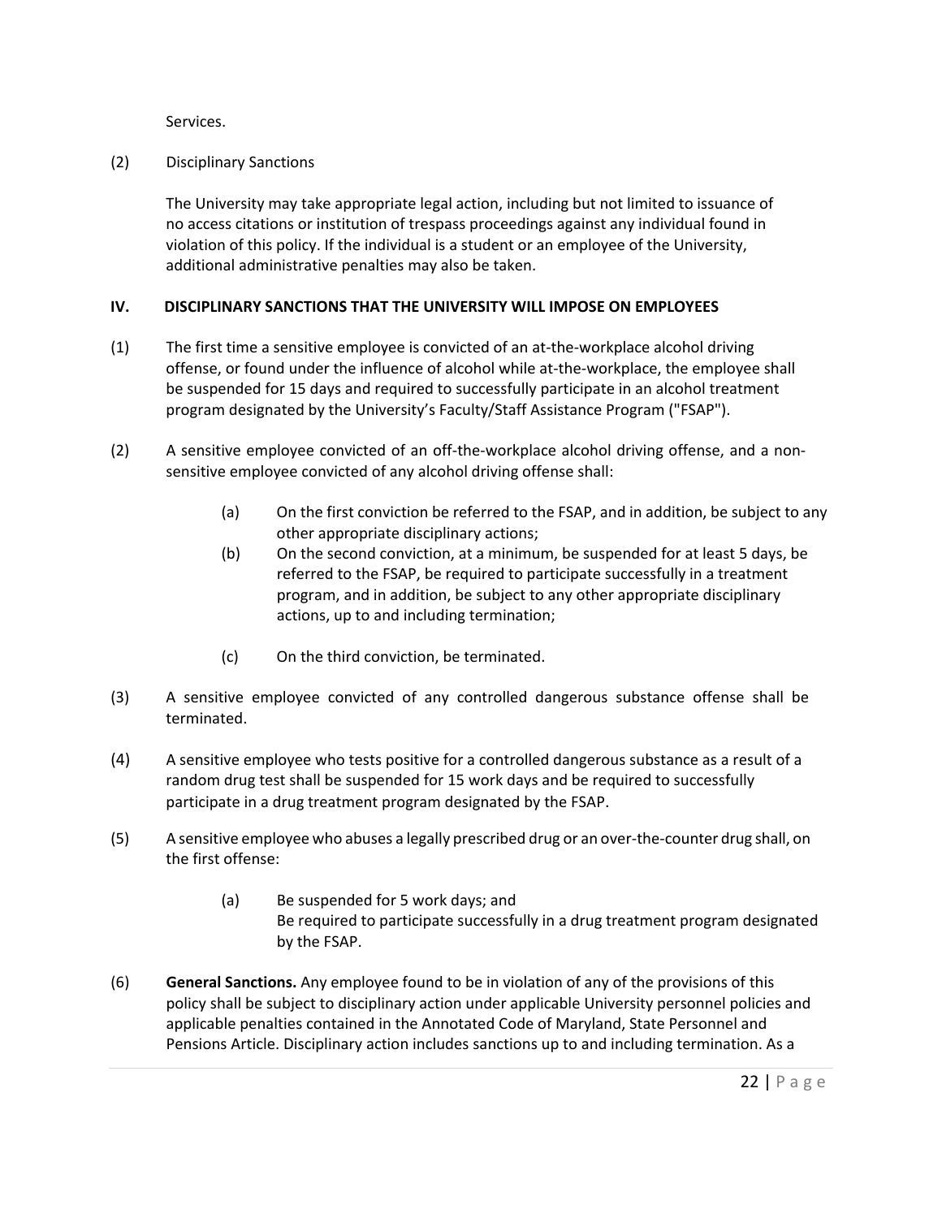Services.

(2) Disciplinary Sanctions

The University may take appropriate legal action, including but not limited to issuance of no access citations or institution of trespass proceedings against any individual found in violation of this policy. If the individual is a student or an employee of the University, additional administrative penalties may also be taken.

## IV. DISCIPLINARY SANCTIONS THAT THE UNIVERSITY WILL IMPOSE ON EMPLOYEES

(1) The first time a sensitive employee is convicted of an at-the-workplace alcohol driving offense, or found under the influence of alcohol while at-the-workplace, the employee shall be suspended for 15 days and required to successfully participate in an alcohol treatment program designated by the University's Faculty/Staff Assistance Program ("FSAP").

(2) A sensitive employee convicted of an off-the-workplace alcohol driving offense, and a non-sensitive employee convicted of any alcohol driving offense shall:

- (a) On the first conviction be referred to the FSAP, and in addition, be subject to any other appropriate disciplinary actions;
- (b) On the second conviction, at a minimum, be suspended for at least 5 days, be referred to the FSAP, be required to participate successfully in a treatment program, and in addition, be subject to any other appropriate disciplinary actions, up to and including termination;
- (c) On the third conviction, be terminated.

(3) A sensitive employee convicted of any controlled dangerous substance offense shall be terminated.

(4) A sensitive employee who tests positive for a controlled dangerous substance as a result of a random drug test shall be suspended for 15 work days and be required to successfully participate in a drug treatment program designated by the FSAP.

(5) A sensitive employee who abuses a legally prescribed drug or an over-the-counter drug shall, on the first offense:

- (a) Be suspended for 5 work days; and
  Be required to participate successfully in a drug treatment program designated by the FSAP.

(6) **General Sanctions.** Any employee found to be in violation of any of the provisions of this policy shall be subject to disciplinary action under applicable University personnel policies and applicable penalties contained in the Annotated Code of Maryland, State Personnel and Pensions Article. Disciplinary action includes sanctions up to and including termination. As a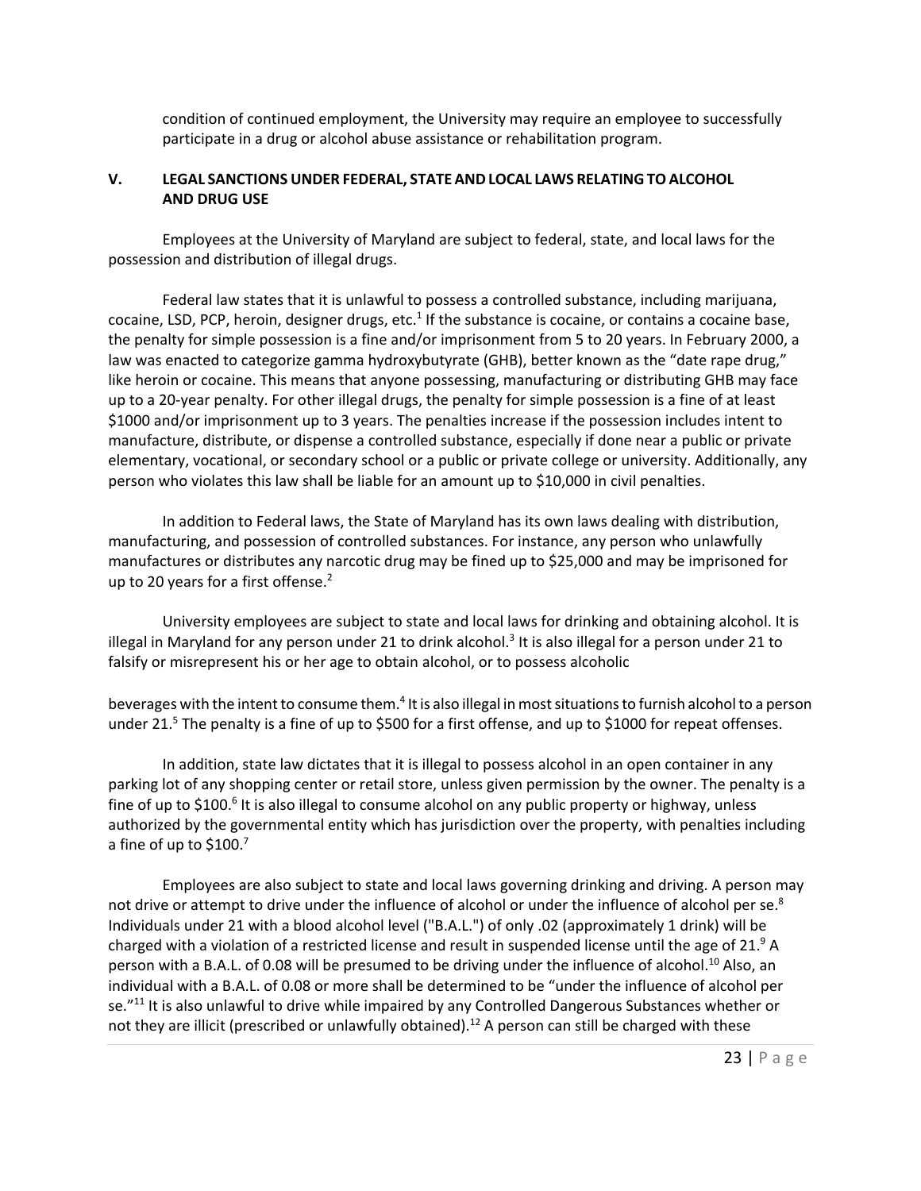condition of continued employment, the University may require an employee to successfully participate in a drug or alcohol abuse assistance or rehabilitation program.

## V. LEGAL SANCTIONS UNDER FEDERAL, STATE AND LOCAL LAWS RELATING TO ALCOHOL AND DRUG USE

Employees at the University of Maryland are subject to federal, state, and local laws for the possession and distribution of illegal drugs.

Federal law states that it is unlawful to possess a controlled substance, including marijuana, cocaine, LSD, PCP, heroin, designer drugs, etc.[1] If the substance is cocaine, or contains a cocaine base, the penalty for simple possession is a fine and/or imprisonment from 5 to 20 years. In February 2000, a law was enacted to categorize gamma hydroxybutyrate (GHB), better known as the "date rape drug," like heroin or cocaine. This means that anyone possessing, manufacturing or distributing GHB may face up to a 20-year penalty. For other illegal drugs, the penalty for simple possession is a fine of at least $1000 and/or imprisonment up to 3 years. The penalties increase if the possession includes intent to manufacture, distribute, or dispense a controlled substance, especially if done near a public or private elementary, vocational, or secondary school or a public or private college or university. Additionally, any person who violates this law shall be liable for an amount up to $10,000 in civil penalties.

In addition to Federal laws, the State of Maryland has its own laws dealing with distribution, manufacturing, and possession of controlled substances. For instance, any person who unlawfully manufactures or distributes any narcotic drug may be fined up to $25,000 and may be imprisoned for up to 20 years for a first offense.[2]

University employees are subject to state and local laws for drinking and obtaining alcohol. It is illegal in Maryland for any person under 21 to drink alcohol.[3] It is also illegal for a person under 21 to falsify or misrepresent his or her age to obtain alcohol, or to possess alcoholic beverages with the intent to consume them.[4] It is also illegal in most situations to furnish alcohol to a person under 21.[5] The penalty is a fine of up to $500 for a first offense, and up to $1000 for repeat offenses.

In addition, state law dictates that it is illegal to possess alcohol in an open container in any parking lot of any shopping center or retail store, unless given permission by the owner. The penalty is a fine of up to $100.[6] It is also illegal to consume alcohol on any public property or highway, unless authorized by the governmental entity which has jurisdiction over the property, with penalties including a fine of up to $100.[7]

Employees are also subject to state and local laws governing drinking and driving. A person may not drive or attempt to drive under the influence of alcohol or under the influence of alcohol per se.[8] Individuals under 21 with a blood alcohol level ("B.A.L.") of only .02 (approximately 1 drink) will be charged with a violation of a restricted license and result in suspended license until the age of 21.[9] A person with a B.A.L. of 0.08 will be presumed to be driving under the influence of alcohol.[10] Also, an individual with a B.A.L. of 0.08 or more shall be determined to be "under the influence of alcohol per se."[11] It is also unlawful to drive while impaired by any Controlled Dangerous Substances whether or not they are illicit (prescribed or unlawfully obtained).[12] A person can still be charged with these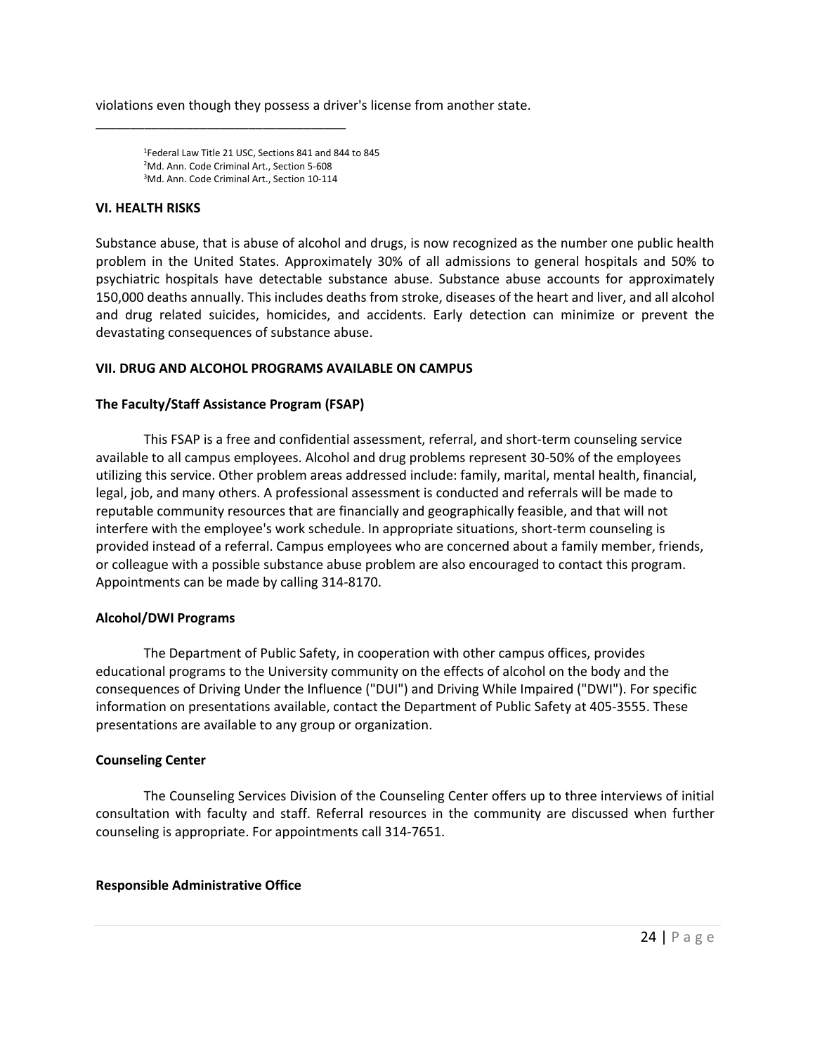violations even though they possess a driver's license from another state.

___________________________________

[1]Federal Law Title 21 USC, Sections 841 and 844 to 845
[2]Md. Ann. Code Criminal Art., Section 5-608
[3]Md. Ann. Code Criminal Art., Section 10-114

**VI. HEALTH RISKS**

Substance abuse, that is abuse of alcohol and drugs, is now recognized as the number one public health problem in the United States. Approximately 30% of all admissions to general hospitals and 50% to psychiatric hospitals have detectable substance abuse. Substance abuse accounts for approximately 150,000 deaths annually. This includes deaths from stroke, diseases of the heart and liver, and all alcohol and drug related suicides, homicides, and accidents. Early detection can minimize or prevent the devastating consequences of substance abuse.

**VII. DRUG AND ALCOHOL PROGRAMS AVAILABLE ON CAMPUS**

**The Faculty/Staff Assistance Program (FSAP)**

This FSAP is a free and confidential assessment, referral, and short-term counseling service available to all campus employees. Alcohol and drug problems represent 30-50% of the employees utilizing this service. Other problem areas addressed include: family, marital, mental health, financial, legal, job, and many others. A professional assessment is conducted and referrals will be made to reputable community resources that are financially and geographically feasible, and that will not interfere with the employee's work schedule. In appropriate situations, short-term counseling is provided instead of a referral. Campus employees who are concerned about a family member, friends, or colleague with a possible substance abuse problem are also encouraged to contact this program. Appointments can be made by calling 314-8170.

**Alcohol/DWI Programs**

The Department of Public Safety, in cooperation with other campus offices, provides educational programs to the University community on the effects of alcohol on the body and the consequences of Driving Under the Influence ("DUI") and Driving While Impaired ("DWI"). For specific information on presentations available, contact the Department of Public Safety at 405-3555. These presentations are available to any group or organization.

**Counseling Center**

The Counseling Services Division of the Counseling Center offers up to three interviews of initial consultation with faculty and staff. Referral resources in the community are discussed when further counseling is appropriate. For appointments call 314-7651.

**Responsible Administrative Office**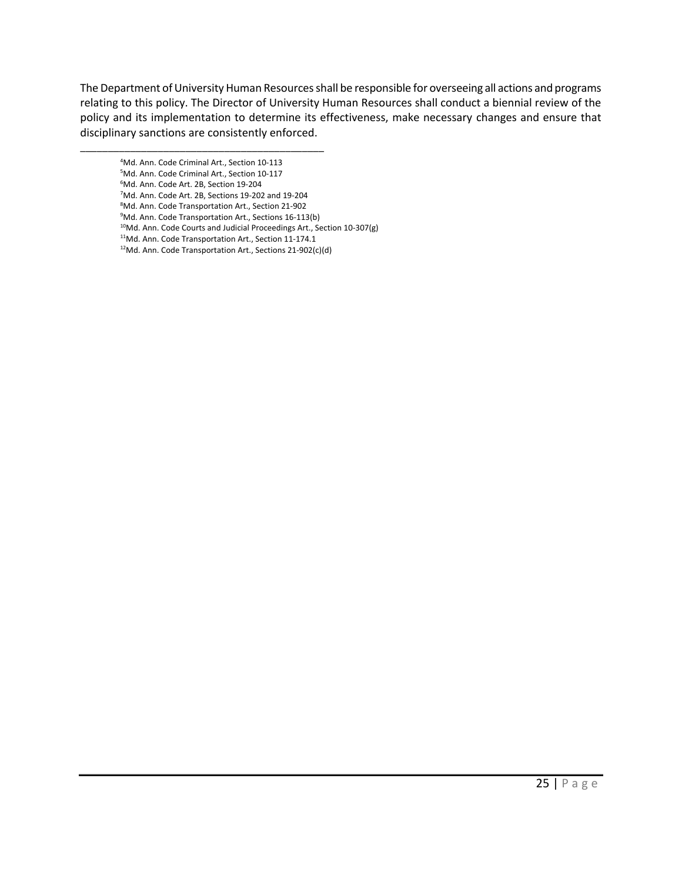The Department of University Human Resources shall be responsible for overseeing all actions and programs relating to this policy. The Director of University Human Resources shall conduct a biennial review of the policy and its implementation to determine its effectiveness, make necessary changes and ensure that disciplinary sanctions are consistently enforced.

---

[4]Md. Ann. Code Criminal Art., Section 10-113

[5]Md. Ann. Code Criminal Art., Section 10-117

[6]Md. Ann. Code Art. 2B, Section 19-204

[7]Md. Ann. Code Art. 2B, Sections 19-202 and 19-204

[8]Md. Ann. Code Transportation Art., Section 21-902

[9]Md. Ann. Code Transportation Art., Sections 16-113(b)

[10]Md. Ann. Code Courts and Judicial Proceedings Art., Section 10-307(g)

[11]Md. Ann. Code Transportation Art., Section 11-174.1

[12]Md. Ann. Code Transportation Art., Sections 21-902(c)(d)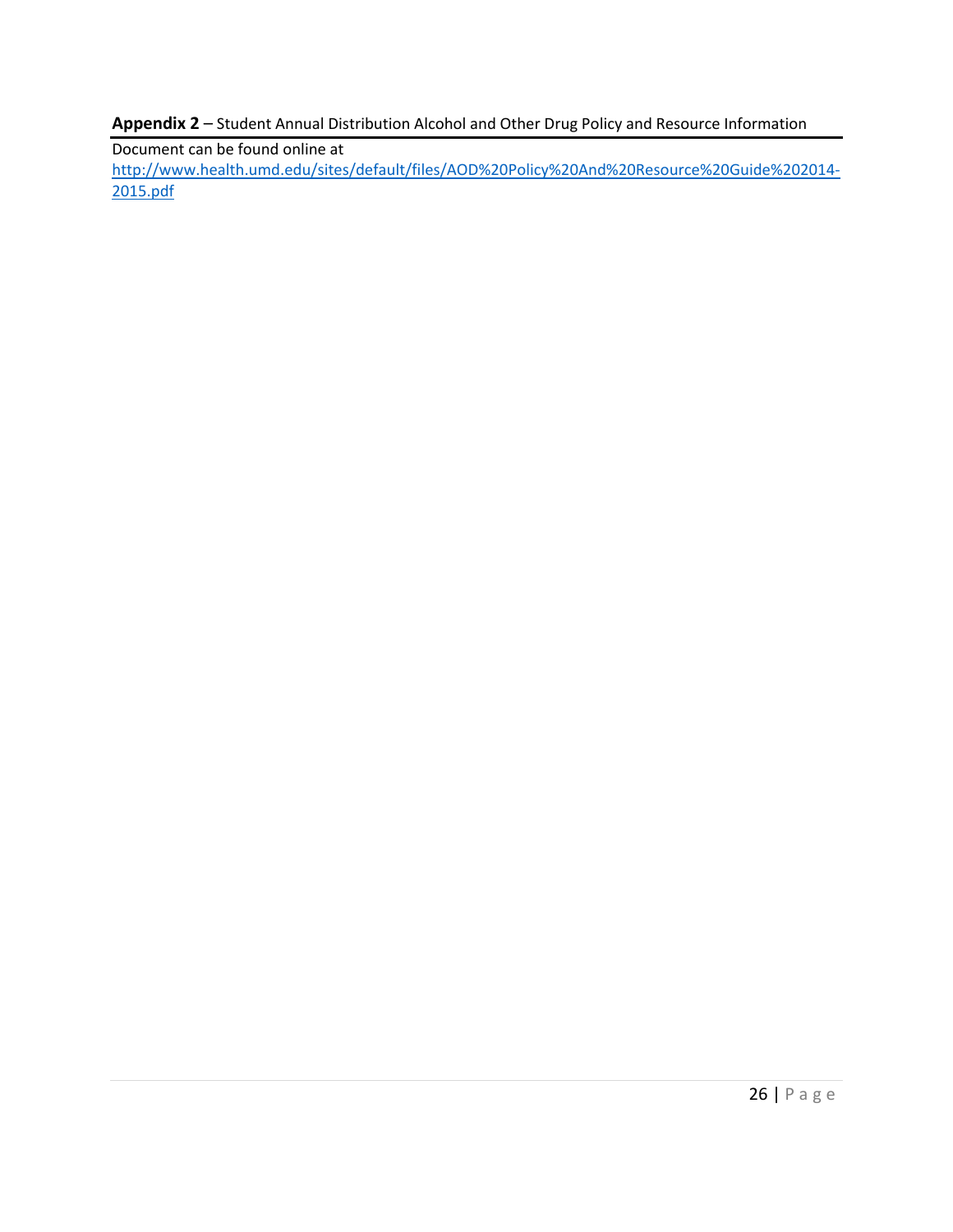**Appendix 2** – Student Annual Distribution Alcohol and Other Drug Policy and Resource Information

Document can be found online at
[http://www.health.umd.edu/sites/default/files/AOD%20Policy%20And%20Resource%20Guide%202014-2015.pdf](http://www.health.umd.edu/sites/default/files/AOD%20Policy%20And%20Resource%20Guide%202014-2015.pdf)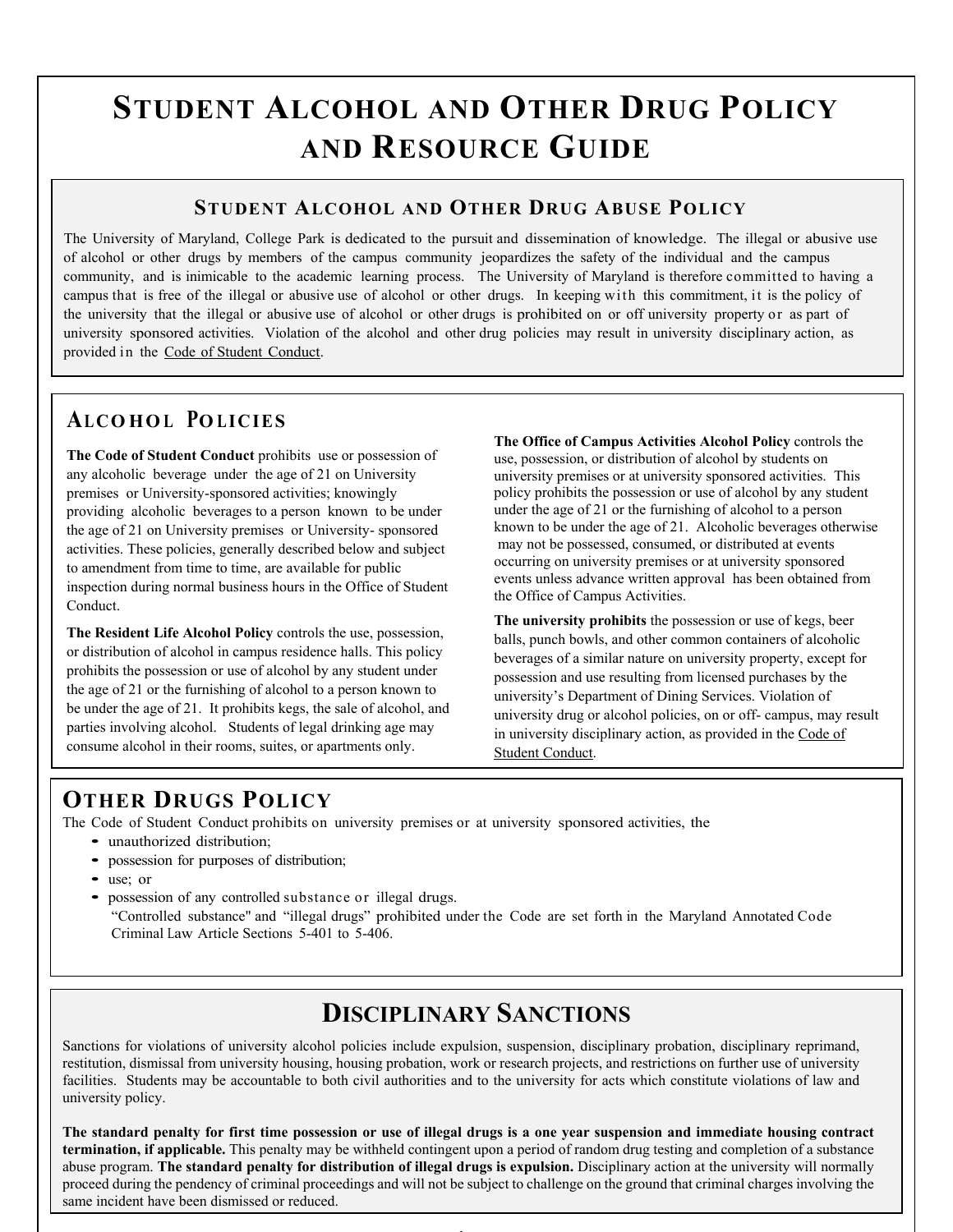# Student Alcohol and Other Drug Policy and Resource Guide

## Student Alcohol and Other Drug Abuse Policy

The University of Maryland, College Park is dedicated to the pursuit and dissemination of knowledge. The illegal or abusive use of alcohol or other drugs by members of the campus community jeopardizes the safety of the individual and the campus community, and is inimicable to the academic learning process. The University of Maryland is therefore committed to having a campus that is free of the illegal or abusive use of alcohol or other drugs. In keeping with this commitment, it is the policy of the university that the illegal or abusive use of alcohol or other drugs is prohibited on or off university property or as part of university sponsored activities. Violation of the alcohol and other drug policies may result in university disciplinary action, as provided in the Code of Student Conduct.

## Alcohol Policies

**The Code of Student Conduct** prohibits use or possession of any alcoholic beverage under the age of 21 on University premises or University-sponsored activities; knowingly providing alcoholic beverages to a person known to be under the age of 21 on University premises or University- sponsored activities. These policies, generally described below and subject to amendment from time to time, are available for public inspection during normal business hours in the Office of Student Conduct.

**The Resident Life Alcohol Policy** controls the use, possession, or distribution of alcohol in campus residence halls. This policy prohibits the possession or use of alcohol by any student under the age of 21 or the furnishing of alcohol to a person known to be under the age of 21. It prohibits kegs, the sale of alcohol, and parties involving alcohol. Students of legal drinking age may consume alcohol in their rooms, suites, or apartments only.

**The Office of Campus Activities Alcohol Policy** controls the use, possession, or distribution of alcohol by students on university premises or at university sponsored activities. This policy prohibits the possession or use of alcohol by any student under the age of 21 or the furnishing of alcohol to a person known to be under the age of 21. Alcoholic beverages otherwise may not be possessed, consumed, or distributed at events occurring on university premises or at university sponsored events unless advance written approval has been obtained from the Office of Campus Activities.

**The university prohibits** the possession or use of kegs, beer balls, punch bowls, and other common containers of alcoholic beverages of a similar nature on university property, except for possession and use resulting from licensed purchases by the university's Department of Dining Services. Violation of university drug or alcohol policies, on or off- campus, may result in university disciplinary action, as provided in the Code of Student Conduct.

## Other Drugs Policy

The Code of Student Conduct prohibits on university premises or at university sponsored activities, the

- unauthorized distribution;
- possession for purposes of distribution;
- use; or
- possession of any controlled substance or illegal drugs.

  "Controlled substance" and "illegal drugs" prohibited under the Code are set forth in the Maryland Annotated Code Criminal Law Article Sections 5-401 to 5-406.

## Disciplinary Sanctions

Sanctions for violations of university alcohol policies include expulsion, suspension, disciplinary probation, disciplinary reprimand, restitution, dismissal from university housing, housing probation, work or research projects, and restrictions on further use of university facilities. Students may be accountable to both civil authorities and to the university for acts which constitute violations of law and university policy.

**The standard penalty for first time possession or use of illegal drugs is a one year suspension and immediate housing contract termination, if applicable.** This penalty may be withheld contingent upon a period of random drug testing and completion of a substance abuse program. **The standard penalty for distribution of illegal drugs is expulsion.** Disciplinary action at the university will normally proceed during the pendency of criminal proceedings and will not be subject to challenge on the ground that criminal charges involving the same incident have been dismissed or reduced.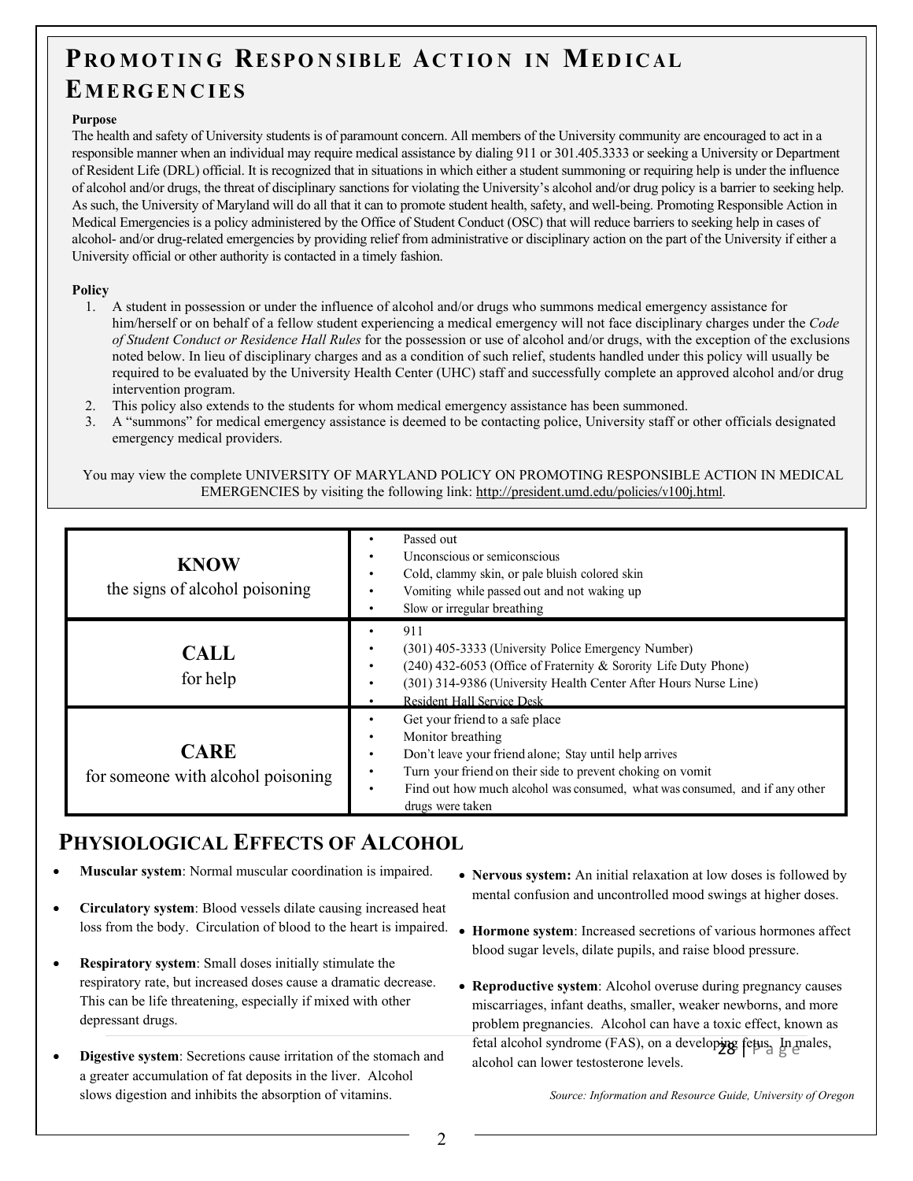# Promoting Responsible Action in Medical Emergencies

**Purpose**

The health and safety of University students is of paramount concern. All members of the University community are encouraged to act in a responsible manner when an individual may require medical assistance by dialing 911 or 301.405.3333 or seeking a University or Department of Resident Life (DRL) official. It is recognized that in situations in which either a student summoning or requiring help is under the influence of alcohol and/or drugs, the threat of disciplinary sanctions for violating the University's alcohol and/or drug policy is a barrier to seeking help. As such, the University of Maryland will do all that it can to promote student health, safety, and well-being. Promoting Responsible Action in Medical Emergencies is a policy administered by the Office of Student Conduct (OSC) that will reduce barriers to seeking help in cases of alcohol- and/or drug-related emergencies by providing relief from administrative or disciplinary action on the part of the University if either a University official or other authority is contacted in a timely fashion.

**Policy**

1. A student in possession or under the influence of alcohol and/or drugs who summons medical emergency assistance for him/herself or on behalf of a fellow student experiencing a medical emergency will not face disciplinary charges under the *Code of Student Conduct or Residence Hall Rules* for the possession or use of alcohol and/or drugs, with the exception of the exclusions noted below. In lieu of disciplinary charges and as a condition of such relief, students handled under this policy will usually be required to be evaluated by the University Health Center (UHC) staff and successfully complete an approved alcohol and/or drug intervention program.
2. This policy also extends to the students for whom medical emergency assistance has been summoned.
3. A "summons" for medical emergency assistance is deemed to be contacting police, University staff or other officials designated emergency medical providers.

You may view the complete UNIVERSITY OF MARYLAND POLICY ON PROMOTING RESPONSIBLE ACTION IN MEDICAL EMERGENCIES by visiting the following link: http://president.umd.edu/policies/v100j.html.

| | |
|---|---|
| **KNOW** the signs of alcohol poisoning | • Passed out<br>• Unconscious or semiconscious<br>• Cold, clammy skin, or pale bluish colored skin<br>• Vomiting while passed out and not waking up<br>• Slow or irregular breathing |
| **CALL** for help | • 911<br>• (301) 405-3333 (University Police Emergency Number)<br>• (240) 432-6053 (Office of Fraternity & Sorority Life Duty Phone)<br>• (301) 314-9386 (University Health Center After Hours Nurse Line)<br>• Resident Hall Service Desk |
| **CARE** for someone with alcohol poisoning | • Get your friend to a safe place<br>• Monitor breathing<br>• Don't leave your friend alone; Stay until help arrives<br>• Turn your friend on their side to prevent choking on vomit<br>• Find out how much alcohol was consumed, what was consumed, and if any other drugs were taken |

## Physiological Effects of Alcohol

- **Muscular system**: Normal muscular coordination is impaired.
- **Circulatory system**: Blood vessels dilate causing increased heat loss from the body. Circulation of blood to the heart is impaired.
- **Respiratory system**: Small doses initially stimulate the respiratory rate, but increased doses cause a dramatic decrease. This can be life threatening, especially if mixed with other depressant drugs.
- **Digestive system**: Secretions cause irritation of the stomach and a greater accumulation of fat deposits in the liver. Alcohol slows digestion and inhibits the absorption of vitamins.
- **Nervous system:** An initial relaxation at low doses is followed by mental confusion and uncontrolled mood swings at higher doses.
- **Hormone system**: Increased secretions of various hormones affect blood sugar levels, dilate pupils, and raise blood pressure.
- **Reproductive system**: Alcohol overuse during pregnancy causes miscarriages, infant deaths, smaller, weaker newborns, and more problem pregnancies. Alcohol can have a toxic effect, known as fetal alcohol syndrome (FAS), on a developing fetus. In males, alcohol can lower testosterone levels.

*Source: Information and Resource Guide, University of Oregon*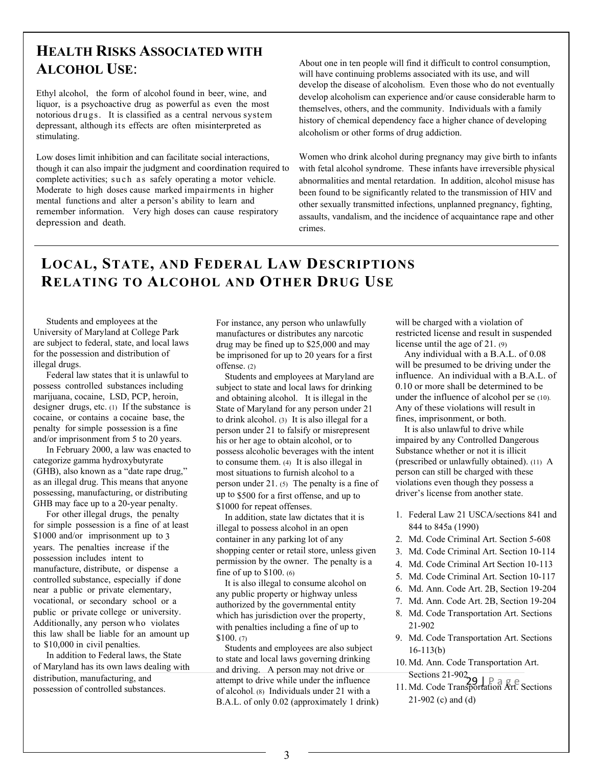## Health Risks Associated with Alcohol Use:

Ethyl alcohol, the form of alcohol found in beer, wine, and liquor, is a psychoactive drug as powerful as even the most notorious drugs. It is classified as a central nervous system depressant, although its effects are often misinterpreted as stimulating.

Low doses limit inhibition and can facilitate social interactions, though it can also impair the judgment and coordination required to complete activities; such as safely operating a motor vehicle. Moderate to high doses cause marked impairments in higher mental functions and alter a person's ability to learn and remember information. Very high doses can cause respiratory depression and death.

About one in ten people will find it difficult to control consumption, will have continuing problems associated with its use, and will develop the disease of alcoholism. Even those who do not eventually develop alcoholism can experience and/or cause considerable harm to themselves, others, and the community. Individuals with a family history of chemical dependency face a higher chance of developing alcoholism or other forms of drug addiction.

Women who drink alcohol during pregnancy may give birth to infants with fetal alcohol syndrome. These infants have irreversible physical abnormalities and mental retardation. In addition, alcohol misuse has been found to be significantly related to the transmission of HIV and other sexually transmitted infections, unplanned pregnancy, fighting, assaults, vandalism, and the incidence of acquaintance rape and other crimes.

## Local, State, and Federal Law Descriptions Relating to Alcohol and Other Drug Use

Students and employees at the University of Maryland at College Park are subject to federal, state, and local laws for the possession and distribution of illegal drugs.

Federal law states that it is unlawful to possess controlled substances including marijuana, cocaine, LSD, PCP, heroin, designer drugs, etc. (1) If the substance is cocaine, or contains a cocaine base, the penalty for simple possession is a fine and/or imprisonment from 5 to 20 years.

In February 2000, a law was enacted to categorize gamma hydroxybutyrate (GHB), also known as a "date rape drug," as an illegal drug. This means that anyone possessing, manufacturing, or distributing GHB may face up to a 20-year penalty.

For other illegal drugs, the penalty for simple possession is a fine of at least $1000 and/or imprisonment up to 3 years. The penalties increase if the possession includes intent to manufacture, distribute, or dispense a controlled substance, especially if done near a public or private elementary, vocational, or secondary school or a public or private college or university. Additionally, any person who violates this law shall be liable for an amount up to $10,000 in civil penalties.

In addition to Federal laws, the State of Maryland has its own laws dealing with distribution, manufacturing, and possession of controlled substances. For instance, any person who unlawfully manufactures or distributes any narcotic drug may be fined up to $25,000 and may be imprisoned for up to 20 years for a first offense. (2)

Students and employees at Maryland are subject to state and local laws for drinking and obtaining alcohol. It is illegal in the State of Maryland for any person under 21 to drink alcohol. (3) It is also illegal for a person under 21 to falsify or misrepresent his or her age to obtain alcohol, or to possess alcoholic beverages with the intent to consume them. (4) It is also illegal in most situations to furnish alcohol to a person under 21. (5) The penalty is a fine of up to $500 for a first offense, and up to $1000 for repeat offenses.

In addition, state law dictates that it is illegal to possess alcohol in an open container in any parking lot of any shopping center or retail store, unless given permission by the owner. The penalty is a fine of up to $100. (6)

It is also illegal to consume alcohol on any public property or highway unless authorized by the governmental entity which has jurisdiction over the property, with penalties including a fine of up to $100. (7)

Students and employees are also subject to state and local laws governing drinking and driving. A person may not drive or attempt to drive while under the influence of alcohol. (8) Individuals under 21 with a B.A.L. of only 0.02 (approximately 1 drink) will be charged with a violation of restricted license and result in suspended license until the age of 21. (9)

Any individual with a B.A.L. of 0.08 will be presumed to be driving under the influence. An individual with a B.A.L. of 0.10 or more shall be determined to be under the influence of alcohol per se (10). Any of these violations will result in fines, imprisonment, or both.

It is also unlawful to drive while impaired by any Controlled Dangerous Substance whether or not it is illicit (prescribed or unlawfully obtained). (11) A person can still be charged with these violations even though they possess a driver's license from another state.

1. Federal Law 21 USCA/sections 841 and 844 to 845a (1990)
2. Md. Code Criminal Art. Section 5-608
3. Md. Code Criminal Art. Section 10-114
4. Md. Code Criminal Art Section 10-113
5. Md. Code Criminal Art. Section 10-117
6. Md. Ann. Code Art. 2B, Section 19-204
7. Md. Ann. Code Art. 2B, Section 19-204
8. Md. Code Transportation Art. Sections 21-902
9. Md. Code Transportation Art. Sections 16-113(b)
10. Md. Ann. Code Transportation Art. Sections 21-902
11. Md. Code Transportation Art. Sections 21-902 (c) and (d)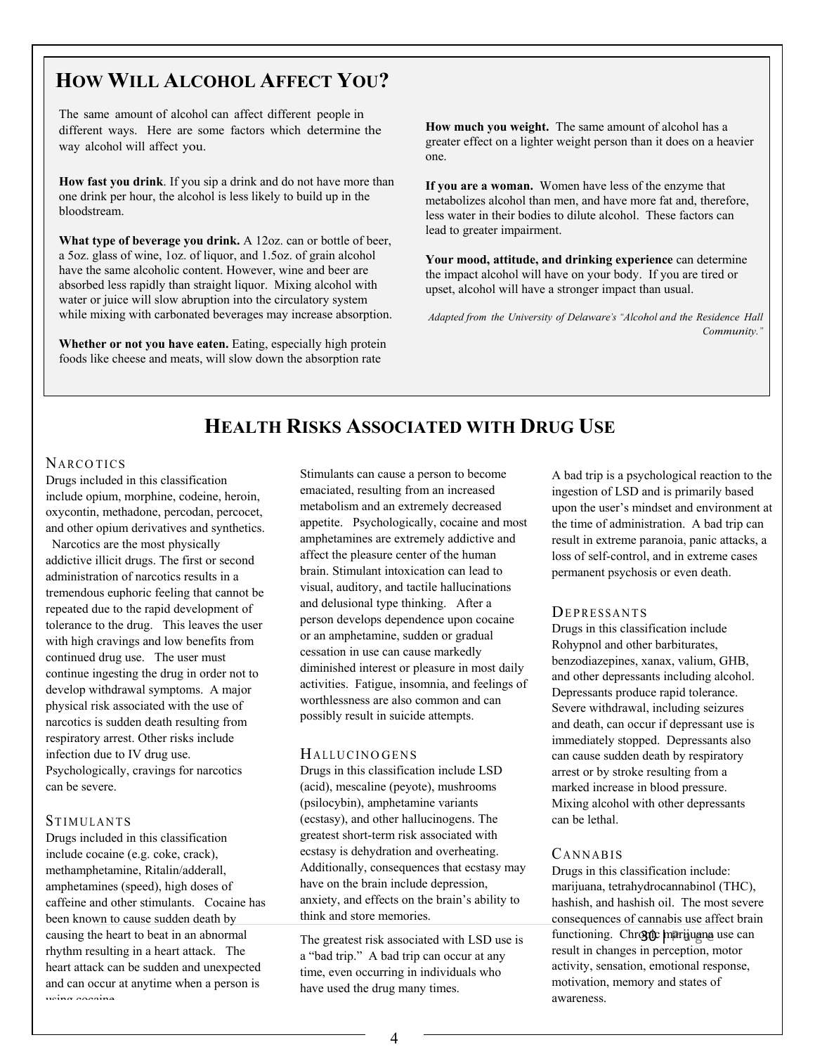## How Will Alcohol Affect You?

The same amount of alcohol can affect different people in different ways. Here are some factors which determine the way alcohol will affect you.

**How fast you drink**. If you sip a drink and do not have more than one drink per hour, the alcohol is less likely to build up in the bloodstream.

**What type of beverage you drink.** A 12oz. can or bottle of beer, a 5oz. glass of wine, 1oz. of liquor, and 1.5oz. of grain alcohol have the same alcoholic content. However, wine and beer are absorbed less rapidly than straight liquor. Mixing alcohol with water or juice will slow abruption into the circulatory system while mixing with carbonated beverages may increase absorption.

**Whether or not you have eaten.** Eating, especially high protein foods like cheese and meats, will slow down the absorption rate

**How much you weight.** The same amount of alcohol has a greater effect on a lighter weight person than it does on a heavier one.

**If you are a woman.** Women have less of the enzyme that metabolizes alcohol than men, and have more fat and, therefore, less water in their bodies to dilute alcohol. These factors can lead to greater impairment.

**Your mood, attitude, and drinking experience** can determine the impact alcohol will have on your body. If you are tired or upset, alcohol will have a stronger impact than usual.

*Adapted from the University of Delaware's "Alcohol and the Residence Hall Community."*

## Health Risks Associated with Drug Use

### Narcotics

Drugs included in this classification include opium, morphine, codeine, heroin, oxycontin, methadone, percodan, percocet, and other opium derivatives and synthetics. Narcotics are the most physically addictive illicit drugs. The first or second administration of narcotics results in a tremendous euphoric feeling that cannot be repeated due to the rapid development of tolerance to the drug. This leaves the user with high cravings and low benefits from continued drug use. The user must continue ingesting the drug in order not to develop withdrawal symptoms. A major physical risk associated with the use of narcotics is sudden death resulting from respiratory arrest. Other risks include infection due to IV drug use. Psychologically, cravings for narcotics can be severe.

### Stimulants

Drugs included in this classification include cocaine (e.g. coke, crack), methamphetamine, Ritalin/adderall, amphetamines (speed), high doses of caffeine and other stimulants. Cocaine has been known to cause sudden death by causing the heart to beat in an abnormal rhythm resulting in a heart attack. The heart attack can be sudden and unexpected and can occur at anytime when a person is using cocaine.

Stimulants can cause a person to become emaciated, resulting from an increased metabolism and an extremely decreased appetite. Psychologically, cocaine and most amphetamines are extremely addictive and affect the pleasure center of the human brain. Stimulant intoxication can lead to visual, auditory, and tactile hallucinations and delusional type thinking. After a person develops dependence upon cocaine or an amphetamine, sudden or gradual cessation in use can cause markedly diminished interest or pleasure in most daily activities. Fatigue, insomnia, and feelings of worthlessness are also common and can possibly result in suicide attempts.

### Hallucinogens

Drugs in this classification include LSD (acid), mescaline (peyote), mushrooms (psilocybin), amphetamine variants (ecstasy), and other hallucinogens. The greatest short-term risk associated with ecstasy is dehydration and overheating. Additionally, consequences that ecstasy may have on the brain include depression, anxiety, and effects on the brain's ability to think and store memories.

The greatest risk associated with LSD use is a "bad trip." A bad trip can occur at any time, even occurring in individuals who have used the drug many times.

A bad trip is a psychological reaction to the ingestion of LSD and is primarily based upon the user's mindset and environment at the time of administration. A bad trip can result in extreme paranoia, panic attacks, a loss of self-control, and in extreme cases permanent psychosis or even death.

### Depressants

Drugs in this classification include Rohypnol and other barbiturates, benzodiazepines, xanax, valium, GHB, and other depressants including alcohol. Depressants produce rapid tolerance. Severe withdrawal, including seizures and death, can occur if depressant use is immediately stopped. Depressants also can cause sudden death by respiratory arrest or by stroke resulting from a marked increase in blood pressure. Mixing alcohol with other depressants can be lethal.

### Cannabis

Drugs in this classification include: marijuana, tetrahydrocannabinol (THC), hashish, and hashish oil. The most severe consequences of cannabis use affect brain functioning. Chronic marijuana use can result in changes in perception, motor activity, sensation, emotional response, motivation, memory and states of awareness.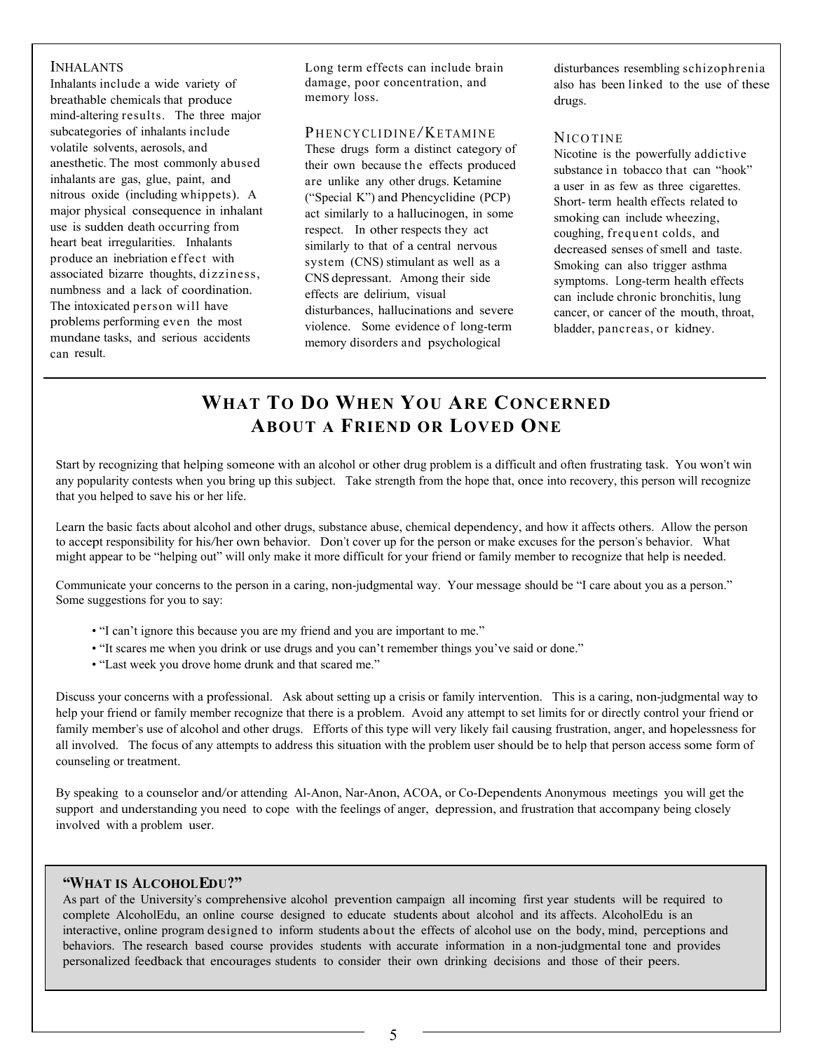### INHALANTS

Inhalants include a wide variety of breathable chemicals that produce mind-altering results. The three major subcategories of inhalants include volatile solvents, aerosols, and anesthetic. The most commonly abused inhalants are gas, glue, paint, and nitrous oxide (including whippets). A major physical consequence in inhalant use is sudden death occurring from heart beat irregularities. Inhalants produce an inebriation effect with associated bizarre thoughts, dizziness, numbness and a lack of coordination. The intoxicated person will have problems performing even the most mundane tasks, and serious accidents can result. Long term effects can include brain damage, poor concentration, and memory loss.

### PHENCYCLIDINE/KETAMINE

These drugs form a distinct category of their own because the effects produced are unlike any other drugs. Ketamine ("Special K") and Phencyclidine (PCP) act similarly to a hallucinogen, in some respect. In other respects they act similarly to that of a central nervous system (CNS) stimulant as well as a CNS depressant. Among their side effects are delirium, visual disturbances, hallucinations and severe violence. Some evidence of long-term memory disorders and psychological disturbances resembling schizophrenia also has been linked to the use of these drugs.

### NICOTINE

Nicotine is the powerfully addictive substance in tobacco that can "hook" a user in as few as three cigarettes. Short- term health effects related to smoking can include wheezing, coughing, frequent colds, and decreased senses of smell and taste. Smoking can also trigger asthma symptoms. Long-term health effects can include chronic bronchitis, lung cancer, or cancer of the mouth, throat, bladder, pancreas, or kidney.

## WHAT TO DO WHEN YOU ARE CONCERNED ABOUT A FRIEND OR LOVED ONE

Start by recognizing that helping someone with an alcohol or other drug problem is a difficult and often frustrating task. You won't win any popularity contests when you bring up this subject. Take strength from the hope that, once into recovery, this person will recognize that you helped to save his or her life.

Learn the basic facts about alcohol and other drugs, substance abuse, chemical dependency, and how it affects others. Allow the person to accept responsibility for his/her own behavior. Don't cover up for the person or make excuses for the person's behavior. What might appear to be "helping out" will only make it more difficult for your friend or family member to recognize that help is needed.

Communicate your concerns to the person in a caring, non-judgmental way. Your message should be "I care about you as a person." Some suggestions for you to say:

- "I can't ignore this because you are my friend and you are important to me."
- "It scares me when you drink or use drugs and you can't remember things you've said or done."
- "Last week you drove home drunk and that scared me."

Discuss your concerns with a professional. Ask about setting up a crisis or family intervention. This is a caring, non-judgmental way to help your friend or family member recognize that there is a problem. Avoid any attempt to set limits for or directly control your friend or family member's use of alcohol and other drugs. Efforts of this type will very likely fail causing frustration, anger, and hopelessness for all involved. The focus of any attempts to address this situation with the problem user should be to help that person access some form of counseling or treatment.

By speaking to a counselor and/or attending Al-Anon, Nar-Anon, ACOA, or Co-Dependents Anonymous meetings you will get the support and understanding you need to cope with the feelings of anger, depression, and frustration that accompany being closely involved with a problem user.

### "WHAT IS ALCOHOLEDU?"

As part of the University's comprehensive alcohol prevention campaign all incoming first year students will be required to complete AlcoholEdu, an online course designed to educate students about alcohol and its affects. AlcoholEdu is an interactive, online program designed to inform students about the effects of alcohol use on the body, mind, perceptions and behaviors. The research based course provides students with accurate information in a non-judgmental tone and provides personalized feedback that encourages students to consider their own drinking decisions and those of their peers.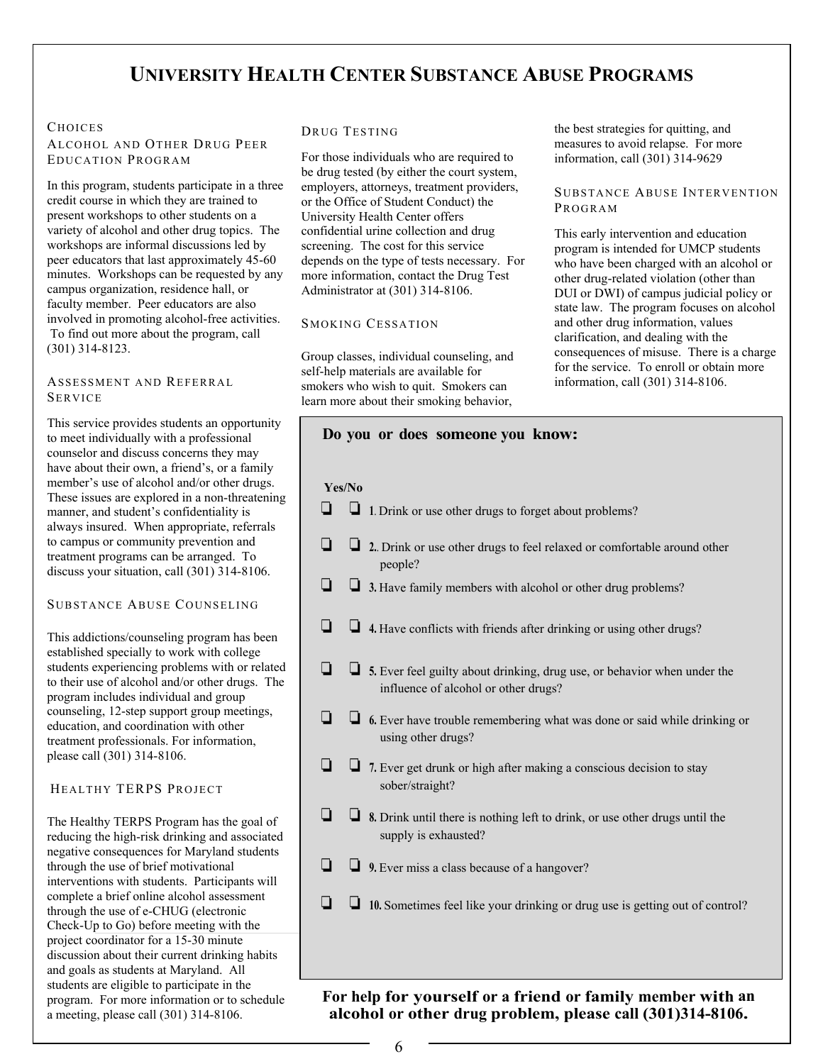# University Health Center Substance Abuse Programs

### Choices
### Alcohol and Other Drug Peer Education Program

In this program, students participate in a three credit course in which they are trained to present workshops to other students on a variety of alcohol and other drug topics. The workshops are informal discussions led by peer educators that last approximately 45-60 minutes. Workshops can be requested by any campus organization, residence hall, or faculty member. Peer educators are also involved in promoting alcohol-free activities. To find out more about the program, call (301) 314-8123.

### Assessment and Referral Service

This service provides students an opportunity to meet individually with a professional counselor and discuss concerns they may have about their own, a friend's, or a family member's use of alcohol and/or other drugs. These issues are explored in a non-threatening manner, and student's confidentiality is always insured. When appropriate, referrals to campus or community prevention and treatment programs can be arranged. To discuss your situation, call (301) 314-8106.

### Substance Abuse Counseling

This addictions/counseling program has been established specially to work with college students experiencing problems with or related to their use of alcohol and/or other drugs. The program includes individual and group counseling, 12-step support group meetings, education, and coordination with other treatment professionals. For information, please call (301) 314-8106.

### Healthy TERPS Project

The Healthy TERPS Program has the goal of reducing the high-risk drinking and associated negative consequences for Maryland students through the use of brief motivational interventions with students. Participants will complete a brief online alcohol assessment through the use of e-CHUG (electronic Check-Up to Go) before meeting with the project coordinator for a 15-30 minute discussion about their current drinking habits and goals as students at Maryland. All students are eligible to participate in the program. For more information or to schedule a meeting, please call (301) 314-8106.

### Drug Testing

For those individuals who are required to be drug tested (by either the court system, employers, attorneys, treatment providers, or the Office of Student Conduct) the University Health Center offers confidential urine collection and drug screening. The cost for this service depends on the type of tests necessary. For more information, contact the Drug Test Administrator at (301) 314-8106.

### Smoking Cessation

Group classes, individual counseling, and self-help materials are available for smokers who wish to quit. Smokers can learn more about their smoking behavior, the best strategies for quitting, and measures to avoid relapse. For more information, call (301) 314-9629

### Substance Abuse Intervention Program

This early intervention and education program is intended for UMCP students who have been charged with an alcohol or other drug-related violation (other than DUI or DWI) of campus judicial policy or state law. The program focuses on alcohol and other drug information, values clarification, and dealing with the consequences of misuse. There is a charge for the service. To enroll or obtain more information, call (301) 314-8106.

**Do you or does someone you know:**

**Yes/No**

- ❑ ❑ **1**. Drink or use other drugs to forget about problems?
- ❑ ❑ **2.**. Drink or use other drugs to feel relaxed or comfortable around other people?
- ❑ ❑ **3.** Have family members with alcohol or other drug problems?
- ❑ ❑ **4.** Have conflicts with friends after drinking or using other drugs?
- ❑ ❑ **5.** Ever feel guilty about drinking, drug use, or behavior when under the influence of alcohol or other drugs?
- ❑ ❑ **6.** Ever have trouble remembering what was done or said while drinking or using other drugs?
- ❑ ❑ **7.** Ever get drunk or high after making a conscious decision to stay sober/straight?
- ❑ ❑ **8.** Drink until there is nothing left to drink, or use other drugs until the supply is exhausted?
- ❑ ❑ **9.** Ever miss a class because of a hangover?
- ❑ ❑ **10.** Sometimes feel like your drinking or drug use is getting out of control?

**For help for yourself or a friend or family member with an alcohol or other drug problem, please call (301)314-8106.**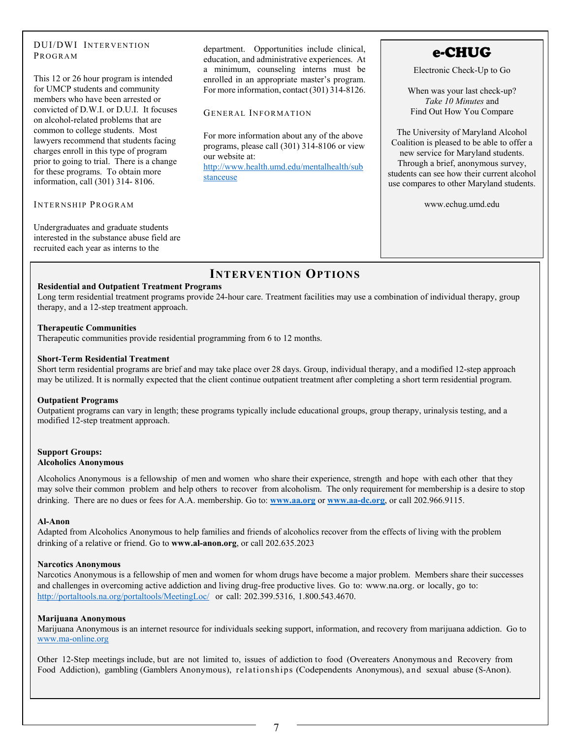### DUI/DWI Intervention Program

This 12 or 26 hour program is intended for UMCP students and community members who have been arrested or convicted of D.W.I. or D.U.I. It focuses on alcohol-related problems that are common to college students. Most lawyers recommend that students facing charges enroll in this type of program prior to going to trial. There is a change for these programs. To obtain more information, call (301) 314- 8106.

### Internship Program

Undergraduates and graduate students interested in the substance abuse field are recruited each year as interns to the department. Opportunities include clinical, education, and administrative experiences. At a minimum, counseling interns must be enrolled in an appropriate master's program. For more information, contact (301) 314-8126.

### General Information

For more information about any of the above programs, please call (301) 314-8106 or view our website at: http://www.health.umd.edu/mentalhealth/substanceuse

## e-CHUG

Electronic Check-Up to Go

When was your last check-up?
*Take 10 Minutes* and
Find Out How You Compare

The University of Maryland Alcohol Coalition is pleased to be able to offer a new service for Maryland students. Through a brief, anonymous survey, students can see how their current alcohol use compares to other Maryland students.

www.echug.umd.edu

## Intervention Options

**Residential and Outpatient Treatment Programs**
Long term residential treatment programs provide 24-hour care. Treatment facilities may use a combination of individual therapy, group therapy, and a 12-step treatment approach.

**Therapeutic Communities**
Therapeutic communities provide residential programming from 6 to 12 months.

**Short-Term Residential Treatment**
Short term residential programs are brief and may take place over 28 days. Group, individual therapy, and a modified 12-step approach may be utilized. It is normally expected that the client continue outpatient treatment after completing a short term residential program.

**Outpatient Programs**
Outpatient programs can vary in length; these programs typically include educational groups, group therapy, urinalysis testing, and a modified 12-step treatment approach.

**Support Groups:**
**Alcoholics Anonymous**

Alcoholics Anonymous is a fellowship of men and women who share their experience, strength and hope with each other that they may solve their common problem and help others to recover from alcoholism. The only requirement for membership is a desire to stop drinking. There are no dues or fees for A.A. membership. Go to: **www.aa.org** or **www.aa-dc.org**, or call 202.966.9115.

**Al-Anon**
Adapted from Alcoholics Anonymous to help families and friends of alcoholics recover from the effects of living with the problem drinking of a relative or friend. Go to **www.al-anon.org**, or call 202.635.2023

**Narcotics Anonymous**
Narcotics Anonymous is a fellowship of men and women for whom drugs have become a major problem. Members share their successes and challenges in overcoming active addiction and living drug-free productive lives. Go to: www.na.org. or locally, go to: http://portaltools.na.org/portaltools/MeetingLoc/ or call: 202.399.5316, 1.800.543.4670.

**Marijuana Anonymous**
Marijuana Anonymous is an internet resource for individuals seeking support, information, and recovery from marijuana addiction. Go to www.ma-online.org

Other 12-Step meetings include, but are not limited to, issues of addiction to food (Overeaters Anonymous and Recovery from Food Addiction), gambling (Gamblers Anonymous), relationships (Codependents Anonymous), and sexual abuse (S-Anon).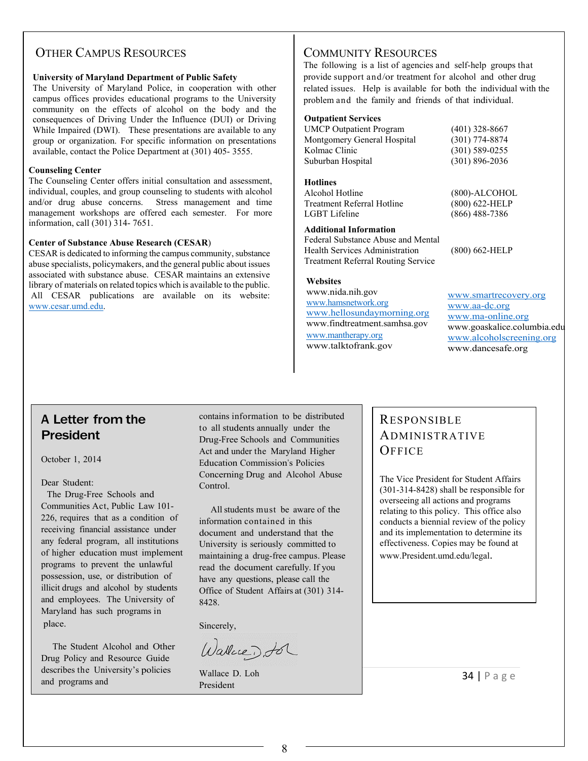## Other Campus Resources

**University of Maryland Department of Public Safety**
The University of Maryland Police, in cooperation with other campus offices provides educational programs to the University community on the effects of alcohol on the body and the consequences of Driving Under the Influence (DUI) or Driving While Impaired (DWI). These presentations are available to any group or organization. For specific information on presentations available, contact the Police Department at (301) 405- 3555.

**Counseling Center**
The Counseling Center offers initial consultation and assessment, individual, couples, and group counseling to students with alcohol and/or drug abuse concerns. Stress management and time management workshops are offered each semester. For more information, call (301) 314- 7651.

**Center of Substance Abuse Research (CESAR)**
CESAR is dedicated to informing the campus community, substance abuse specialists, policymakers, and the general public about issues associated with substance abuse. CESAR maintains an extensive library of materials on related topics which is available to the public. All CESAR publications are available on its website: www.cesar.umd.edu.

## Community Resources

The following is a list of agencies and self-help groups that provide support and/or treatment for alcohol and other drug related issues. Help is available for both the individual with the problem and the family and friends of that individual.

**Outpatient Services**

| | |
|---|---|
| UMCP Outpatient Program | (401) 328-8667 |
| Montgomery General Hospital | (301) 774-8874 |
| Kolmac Clinic | (301) 589-0255 |
| Suburban Hospital | (301) 896-2036 |

**Hotlines**

| | |
|---|---|
| Alcohol Hotline | (800)-ALCOHOL |
| Treatment Referral Hotline | (800) 622-HELP |
| LGBT Lifeline | (866) 488-7386 |

**Additional Information**

| | |
|---|---|
| Federal Substance Abuse and Mental Health Services Administration Treatment Referral Routing Service | (800) 662-HELP |

**Websites**

www.nida.nih.gov
www.hamsnetwork.org
www.hellosundaymorning.org
www.findtreatment.samhsa.gov
www.mantherapy.org
www.talktofrank.gov
www.smartrecovery.org
www.aa-dc.org
www.ma-online.org
www.goaskalice.columbia.edu
www.alcoholscreening.org
www.dancesafe.org

## A Letter from the President

October 1, 2014

Dear Student:

The Drug-Free Schools and Communities Act, Public Law 101-226, requires that as a condition of receiving financial assistance under any federal program, all institutions of higher education must implement programs to prevent the unlawful possession, use, or distribution of illicit drugs and alcohol by students and employees. The University of Maryland has such programs in place.

The Student Alcohol and Other Drug Policy and Resource Guide describes the University's policies and programs and contains information to be distributed to all students annually under the Drug-Free Schools and Communities Act and under the Maryland Higher Education Commission's Policies Concerning Drug and Alcohol Abuse Control.

All students must be aware of the information contained in this document and understand that the University is seriously committed to maintaining a drug-free campus. Please read the document carefully. If you have any questions, please call the Office of Student Affairs at (301) 314-8428.

Sincerely,

Wallace D. Loh
President

## Responsible Administrative Office

The Vice President for Student Affairs (301-314-8428) shall be responsible for overseeing all actions and programs relating to this policy. This office also conducts a biennial review of the policy and its implementation to determine its effectiveness. Copies may be found at www.President.umd.edu/legal.